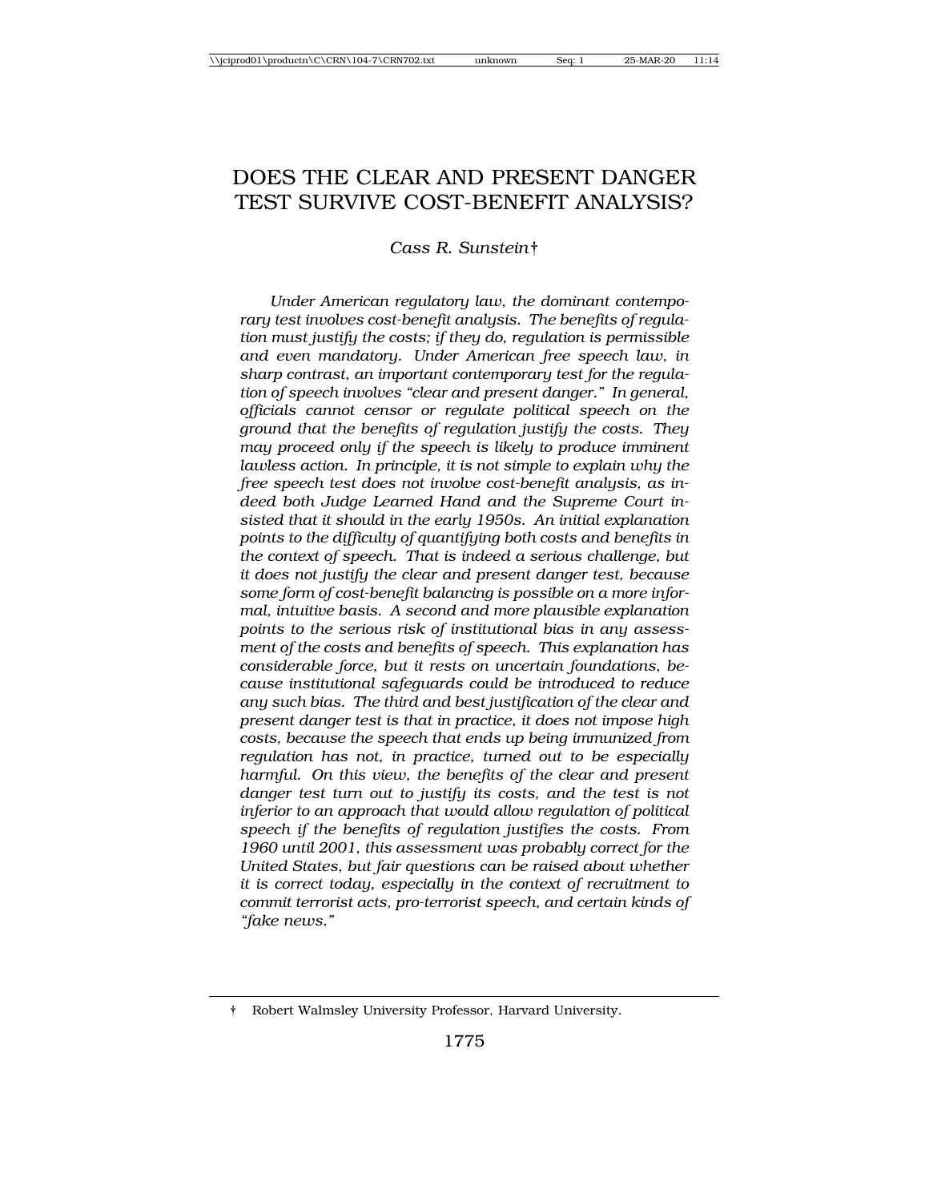# DOES THE CLEAR AND PRESENT DANGER TEST SURVIVE COST-BENEFIT ANALYSIS?

*Cass R. Sunstein*†

*Under American regulatory law, the dominant contemporary test involves cost-benefit analysis. The benefits of regulation must justify the costs; if they do, regulation is permissible and even mandatory. Under American free speech law, in sharp contrast, an important contemporary test for the regulation of speech involves "clear and present danger." In general, officials cannot censor or regulate political speech on the ground that the benefits of regulation justify the costs. They may proceed only if the speech is likely to produce imminent lawless action. In principle, it is not simple to explain why the free speech test does not involve cost-benefit analysis, as indeed both Judge Learned Hand and the Supreme Court insisted that it should in the early 1950s. An initial explanation points to the difficulty of quantifying both costs and benefits in the context of speech. That is indeed a serious challenge, but it does not justify the clear and present danger test, because some form of cost-benefit balancing is possible on a more informal, intuitive basis. A second and more plausible explanation points to the serious risk of institutional bias in any assessment of the costs and benefits of speech. This explanation has considerable force, but it rests on uncertain foundations, because institutional safeguards could be introduced to reduce any such bias. The third and best justification of the clear and present danger test is that in practice, it does not impose high costs, because the speech that ends up being immunized from regulation has not, in practice, turned out to be especially harmful. On this view, the benefits of the clear and present danger test turn out to justify its costs, and the test is not inferior to an approach that would allow regulation of political speech if the benefits of regulation justifies the costs. From 1960 until 2001, this assessment was probably correct for the United States, but fair questions can be raised about whether it is correct today, especially in the context of recruitment to commit terrorist acts, pro-terrorist speech, and certain kinds of "fake news."*

† Robert Walmsley University Professor, Harvard University.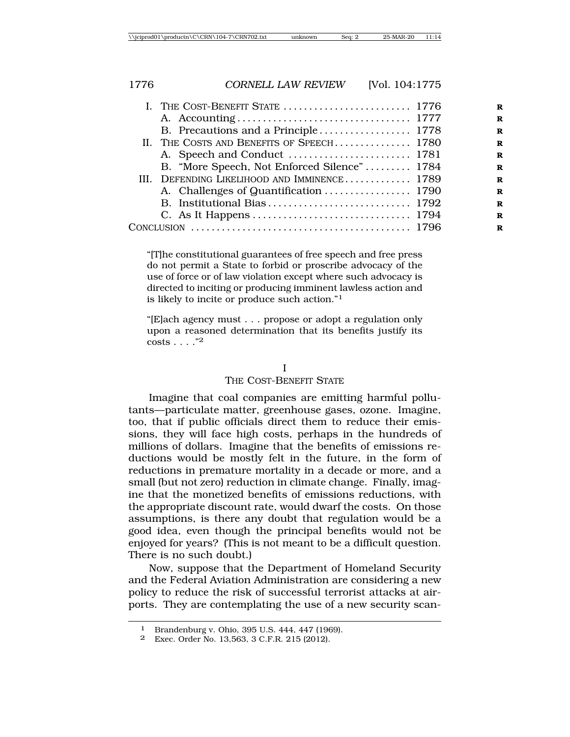| | |
|---|---|
| I. The Cost-Benefit State | 1776 |
| A. Accounting | 1777 |
| B. Precautions and a Principle | 1778 |
| II. The Costs and Benefits of Speech | 1780 |
| A. Speech and Conduct | 1781 |
| B. "More Speech, Not Enforced Silence" | 1784 |
| III. Defending Likelihood and Imminence | 1789 |
| A. Challenges of Quantification | 1790 |
| B. Institutional Bias | 1792 |
| C. As It Happens | 1794 |
| Conclusion | 1796 |

> "[T]he constitutional guarantees of free speech and free press do not permit a State to forbid or proscribe advocacy of the use of force or of law violation except where such advocacy is directed to inciting or producing imminent lawless action and is likely to incite or produce such action."[1]

> "[E]ach agency must . . . propose or adopt a regulation only upon a reasoned determination that its benefits justify its costs . . . ."[2]

# I
# The Cost-Benefit State

Imagine that coal companies are emitting harmful pollutants—particulate matter, greenhouse gases, ozone. Imagine, too, that if public officials direct them to reduce their emissions, they will face high costs, perhaps in the hundreds of millions of dollars. Imagine that the benefits of emissions reductions would be mostly felt in the future, in the form of reductions in premature mortality in a decade or more, and a small (but not zero) reduction in climate change. Finally, imagine that the monetized benefits of emissions reductions, with the appropriate discount rate, would dwarf the costs. On those assumptions, is there any doubt that regulation would be a good idea, even though the principal benefits would not be enjoyed for years? (This is not meant to be a difficult question. There is no such doubt.)

Now, suppose that the Department of Homeland Security and the Federal Aviation Administration are considering a new policy to reduce the risk of successful terrorist attacks at airports. They are contemplating the use of a new security scan-

[1] Brandenburg v. Ohio, 395 U.S. 444, 447 (1969).

[2] Exec. Order No. 13,563, 3 C.F.R. 215 (2012).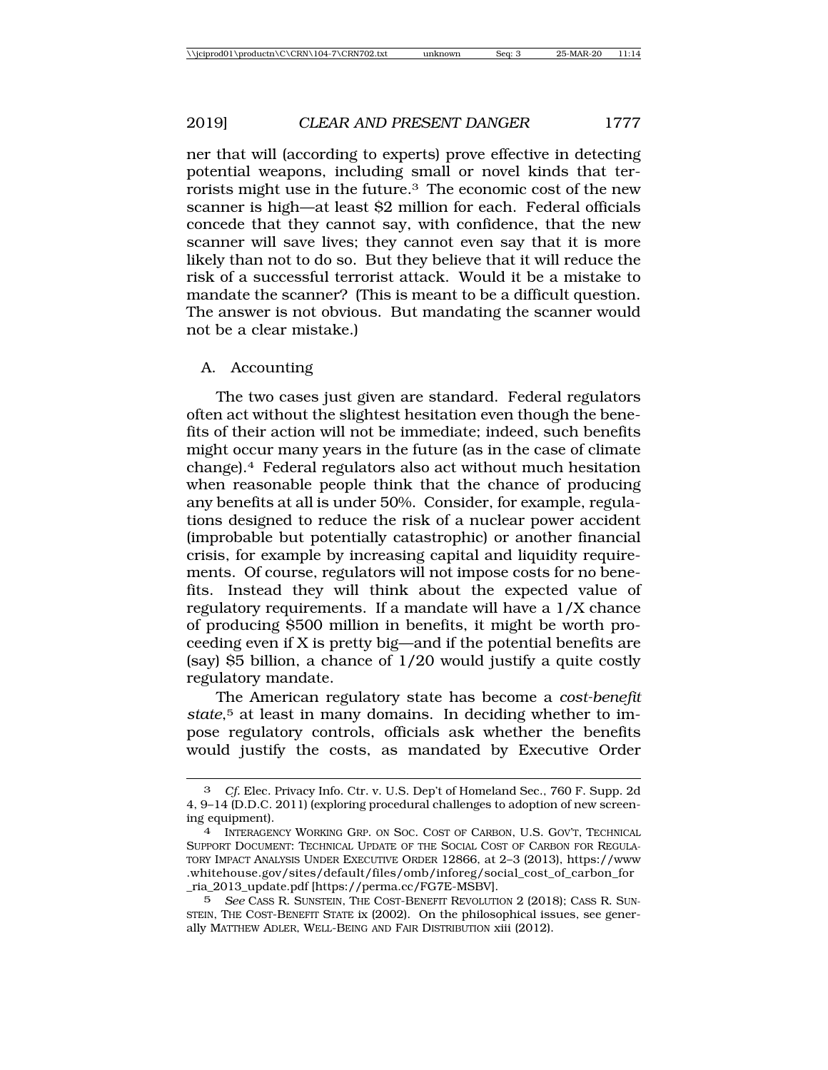ner that will (according to experts) prove effective in detecting potential weapons, including small or novel kinds that terrorists might use in the future.[3] The economic cost of the new scanner is high—at least $2 million for each. Federal officials concede that they cannot say, with confidence, that the new scanner will save lives; they cannot even say that it is more likely than not to do so. But they believe that it will reduce the risk of a successful terrorist attack. Would it be a mistake to mandate the scanner? (This is meant to be a difficult question. The answer is not obvious. But mandating the scanner would not be a clear mistake.)

### A. Accounting

The two cases just given are standard. Federal regulators often act without the slightest hesitation even though the benefits of their action will not be immediate; indeed, such benefits might occur many years in the future (as in the case of climate change).[4] Federal regulators also act without much hesitation when reasonable people think that the chance of producing any benefits at all is under 50%. Consider, for example, regulations designed to reduce the risk of a nuclear power accident (improbable but potentially catastrophic) or another financial crisis, for example by increasing capital and liquidity requirements. Of course, regulators will not impose costs for no benefits. Instead they will think about the expected value of regulatory requirements. If a mandate will have a 1/X chance of producing $500 million in benefits, it might be worth proceeding even if X is pretty big—and if the potential benefits are (say) $5 billion, a chance of 1/20 would justify a quite costly regulatory mandate.

The American regulatory state has become a *cost-benefit state*,[5] at least in many domains. In deciding whether to impose regulatory controls, officials ask whether the benefits would justify the costs, as mandated by Executive Order

---

[3] *Cf.* Elec. Privacy Info. Ctr. v. U.S. Dep't of Homeland Sec., 760 F. Supp. 2d 4, 9–14 (D.D.C. 2011) (exploring procedural challenges to adoption of new screening equipment).

[4] INTERAGENCY WORKING GRP. ON SOC. COST OF CARBON, U.S. GOV'T, TECHNICAL SUPPORT DOCUMENT: TECHNICAL UPDATE OF THE SOCIAL COST OF CARBON FOR REGULATORY IMPACT ANALYSIS UNDER EXECUTIVE ORDER 12866, at 2–3 (2013), https://www.whitehouse.gov/sites/default/files/omb/inforeg/social_cost_of_carbon_for_ria_2013_update.pdf [https://perma.cc/FG7E-MSBV].

[5] *See* CASS R. SUNSTEIN, THE COST-BENEFIT REVOLUTION 2 (2018); CASS R. SUNSTEIN, THE COST-BENEFIT STATE ix (2002). On the philosophical issues, see generally MATTHEW ADLER, WELL-BEING AND FAIR DISTRIBUTION xiii (2012).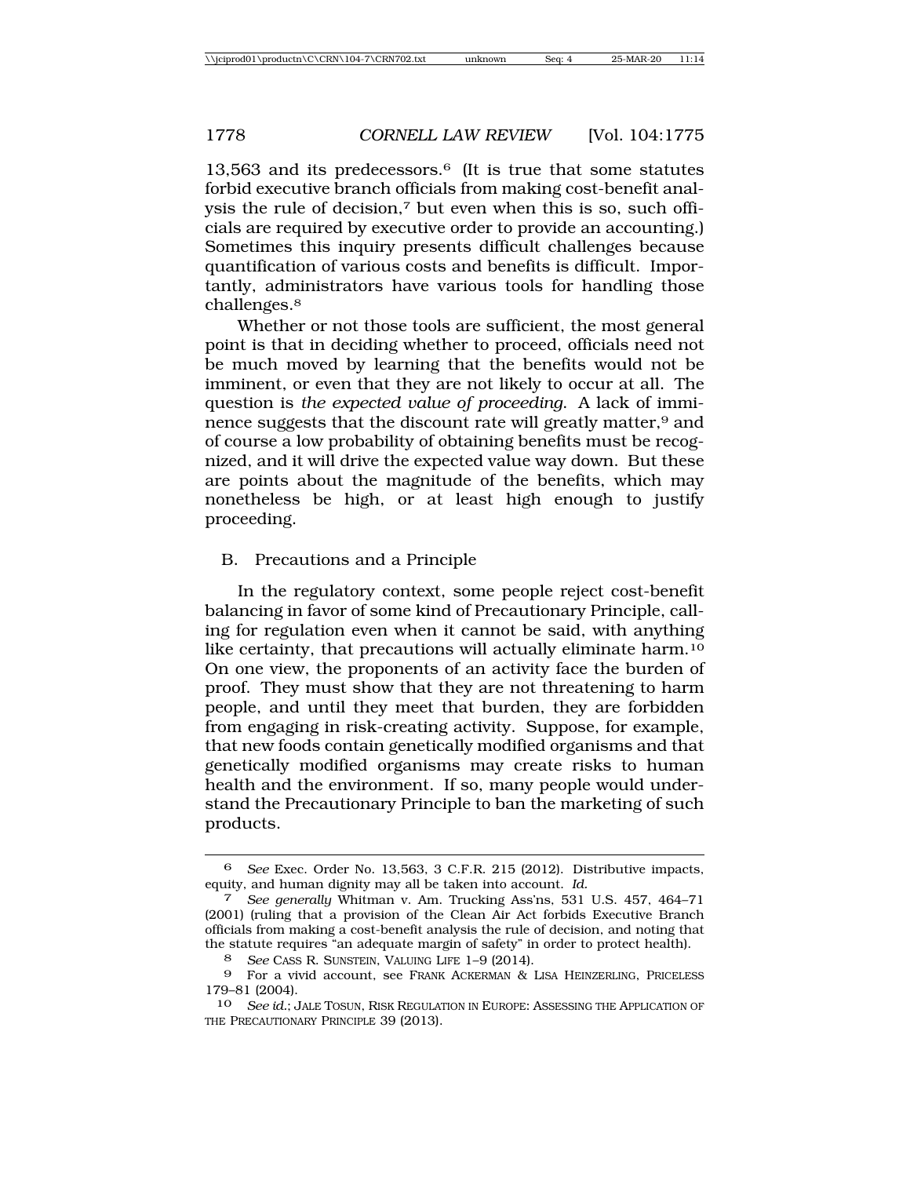13,563 and its predecessors.[6] (It is true that some statutes forbid executive branch officials from making cost-benefit analysis the rule of decision,[7] but even when this is so, such officials are required by executive order to provide an accounting.) Sometimes this inquiry presents difficult challenges because quantification of various costs and benefits is difficult. Importantly, administrators have various tools for handling those challenges.[8]

Whether or not those tools are sufficient, the most general point is that in deciding whether to proceed, officials need not be much moved by learning that the benefits would not be imminent, or even that they are not likely to occur at all. The question is *the expected value of proceeding*. A lack of imminence suggests that the discount rate will greatly matter,[9] and of course a low probability of obtaining benefits must be recognized, and it will drive the expected value way down. But these are points about the magnitude of the benefits, which may nonetheless be high, or at least high enough to justify proceeding.

### B. Precautions and a Principle

In the regulatory context, some people reject cost-benefit balancing in favor of some kind of Precautionary Principle, calling for regulation even when it cannot be said, with anything like certainty, that precautions will actually eliminate harm.[10] On one view, the proponents of an activity face the burden of proof. They must show that they are not threatening to harm people, and until they meet that burden, they are forbidden from engaging in risk-creating activity. Suppose, for example, that new foods contain genetically modified organisms and that genetically modified organisms may create risks to human health and the environment. If so, many people would understand the Precautionary Principle to ban the marketing of such products.

---

6 *See* Exec. Order No. 13,563, 3 C.F.R. 215 (2012). Distributive impacts, equity, and human dignity may all be taken into account. *Id.*

7 *See generally* Whitman v. Am. Trucking Ass'ns, 531 U.S. 457, 464–71 (2001) (ruling that a provision of the Clean Air Act forbids Executive Branch officials from making a cost-benefit analysis the rule of decision, and noting that the statute requires "an adequate margin of safety" in order to protect health).

8 *See* CASS R. SUNSTEIN, VALUING LIFE 1–9 (2014).

9 For a vivid account, see FRANK ACKERMAN & LISA HEINZERLING, PRICELESS 179–81 (2004).

10 *See id.*; JALE TOSUN, RISK REGULATION IN EUROPE: ASSESSING THE APPLICATION OF THE PRECAUTIONARY PRINCIPLE 39 (2013).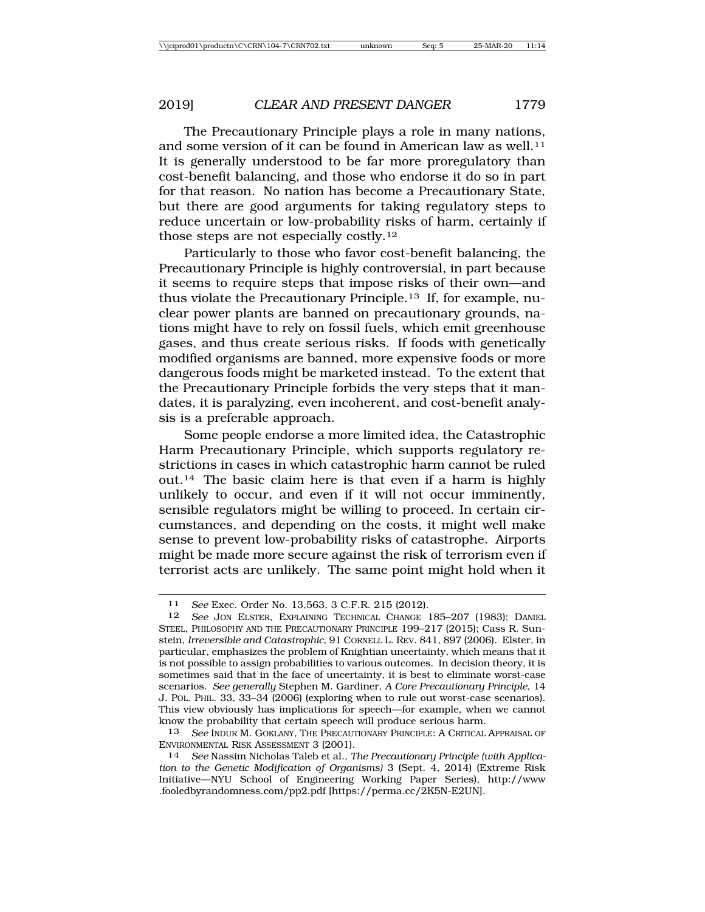The Precautionary Principle plays a role in many nations, and some version of it can be found in American law as well.[11] It is generally understood to be far more proregulatory than cost-benefit balancing, and those who endorse it do so in part for that reason. No nation has become a Precautionary State, but there are good arguments for taking regulatory steps to reduce uncertain or low-probability risks of harm, certainly if those steps are not especially costly.[12]

Particularly to those who favor cost-benefit balancing, the Precautionary Principle is highly controversial, in part because it seems to require steps that impose risks of their own—and thus violate the Precautionary Principle.[13] If, for example, nuclear power plants are banned on precautionary grounds, nations might have to rely on fossil fuels, which emit greenhouse gases, and thus create serious risks. If foods with genetically modified organisms are banned, more expensive foods or more dangerous foods might be marketed instead. To the extent that the Precautionary Principle forbids the very steps that it mandates, it is paralyzing, even incoherent, and cost-benefit analysis is a preferable approach.

Some people endorse a more limited idea, the Catastrophic Harm Precautionary Principle, which supports regulatory restrictions in cases in which catastrophic harm cannot be ruled out.[14] The basic claim here is that even if a harm is highly unlikely to occur, and even if it will not occur imminently, sensible regulators might be willing to proceed. In certain circumstances, and depending on the costs, it might well make sense to prevent low-probability risks of catastrophe. Airports might be made more secure against the risk of terrorism even if terrorist acts are unlikely. The same point might hold when it

---

11 *See* Exec. Order No. 13,563, 3 C.F.R. 215 (2012).

12 *See* JON ELSTER, EXPLAINING TECHNICAL CHANGE 185–207 (1983); DANIEL STEEL, PHILOSOPHY AND THE PRECAUTIONARY PRINCIPLE 199–217 (2015); Cass R. Sunstein, *Irreversible and Catastrophic*, 91 CORNELL L. REV. 841, 897 (2006). Elster, in particular, emphasizes the problem of Knightian uncertainty, which means that it is not possible to assign probabilities to various outcomes. In decision theory, it is sometimes said that in the face of uncertainty, it is best to eliminate worst-case scenarios. *See generally* Stephen M. Gardiner, *A Core Precautionary Principle*, 14 J. POL. PHIL. 33, 33–34 (2006) (exploring when to rule out worst-case scenarios). This view obviously has implications for speech—for example, when we cannot know the probability that certain speech will produce serious harm.

13 *See* INDUR M. GOKLANY, THE PRECAUTIONARY PRINCIPLE: A CRITICAL APPRAISAL OF ENVIRONMENTAL RISK ASSESSMENT 3 (2001).

14 *See* Nassim Nicholas Taleb et al., *The Precautionary Principle (with Application to the Genetic Modification of Organisms)* 3 (Sept. 4, 2014) (Extreme Risk Initiative—NYU School of Engineering Working Paper Series), http://www.fooledbyrandomness.com/pp2.pdf [https://perma.cc/2K5N-E2UN].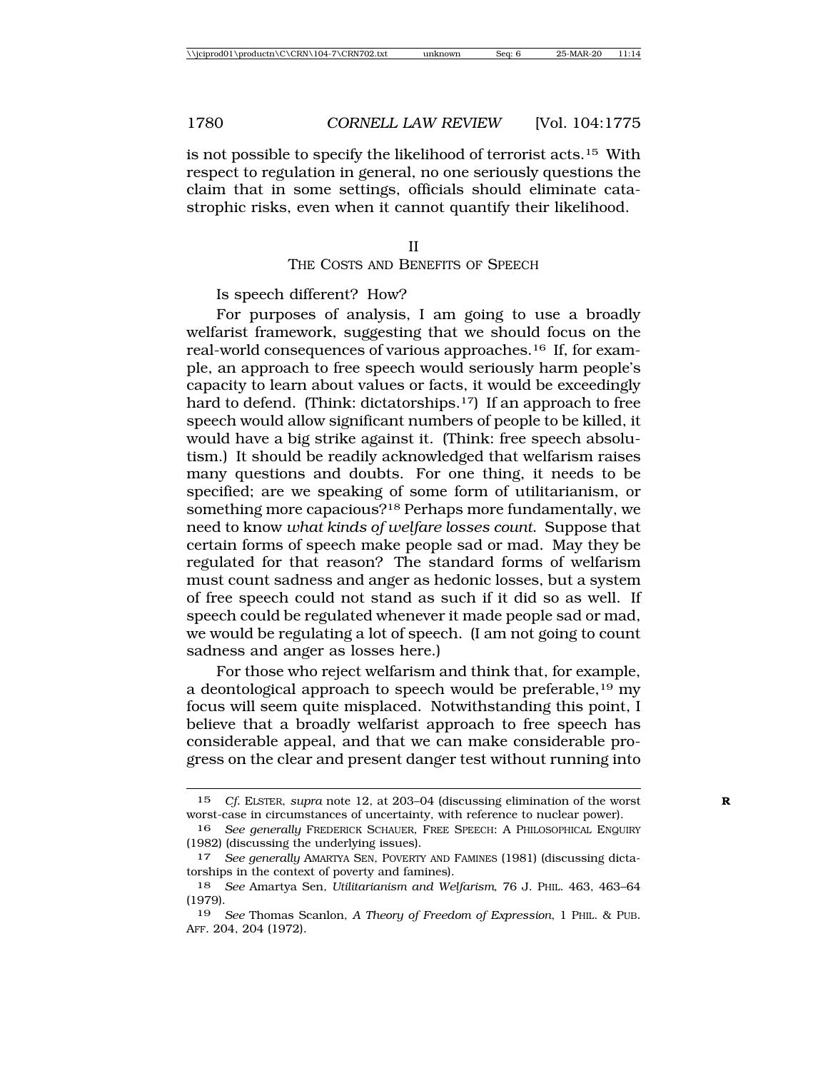is not possible to specify the likelihood of terrorist acts.[15] With respect to regulation in general, no one seriously questions the claim that in some settings, officials should eliminate catastrophic risks, even when it cannot quantify their likelihood.

## II
## THE COSTS AND BENEFITS OF SPEECH

Is speech different? How?

For purposes of analysis, I am going to use a broadly welfarist framework, suggesting that we should focus on the real-world consequences of various approaches.[16] If, for example, an approach to free speech would seriously harm people's capacity to learn about values or facts, it would be exceedingly hard to defend. (Think: dictatorships.[17]) If an approach to free speech would allow significant numbers of people to be killed, it would have a big strike against it. (Think: free speech absolutism.) It should be readily acknowledged that welfarism raises many questions and doubts. For one thing, it needs to be specified; are we speaking of some form of utilitarianism, or something more capacious?[18] Perhaps more fundamentally, we need to know *what kinds of welfare losses count*. Suppose that certain forms of speech make people sad or mad. May they be regulated for that reason? The standard forms of welfarism must count sadness and anger as hedonic losses, but a system of free speech could not stand as such if it did so as well. If speech could be regulated whenever it made people sad or mad, we would be regulating a lot of speech. (I am not going to count sadness and anger as losses here.)

For those who reject welfarism and think that, for example, a deontological approach to speech would be preferable,[19] my focus will seem quite misplaced. Notwithstanding this point, I believe that a broadly welfarist approach to free speech has considerable appeal, and that we can make considerable progress on the clear and present danger test without running into

---

15 *Cf.* ELSTER, *supra* note 12, at 203–04 (discussing elimination of the worst worst-case in circumstances of uncertainty, with reference to nuclear power).

16 *See generally* FREDERICK SCHAUER, FREE SPEECH: A PHILOSOPHICAL ENQUIRY (1982) (discussing the underlying issues).

17 *See generally* AMARTYA SEN, POVERTY AND FAMINES (1981) (discussing dictatorships in the context of poverty and famines).

18 *See* Amartya Sen, *Utilitarianism and Welfarism*, 76 J. PHIL. 463, 463–64 (1979).

19 *See* Thomas Scanlon, *A Theory of Freedom of Expression*, 1 PHIL. & PUB. AFF. 204, 204 (1972).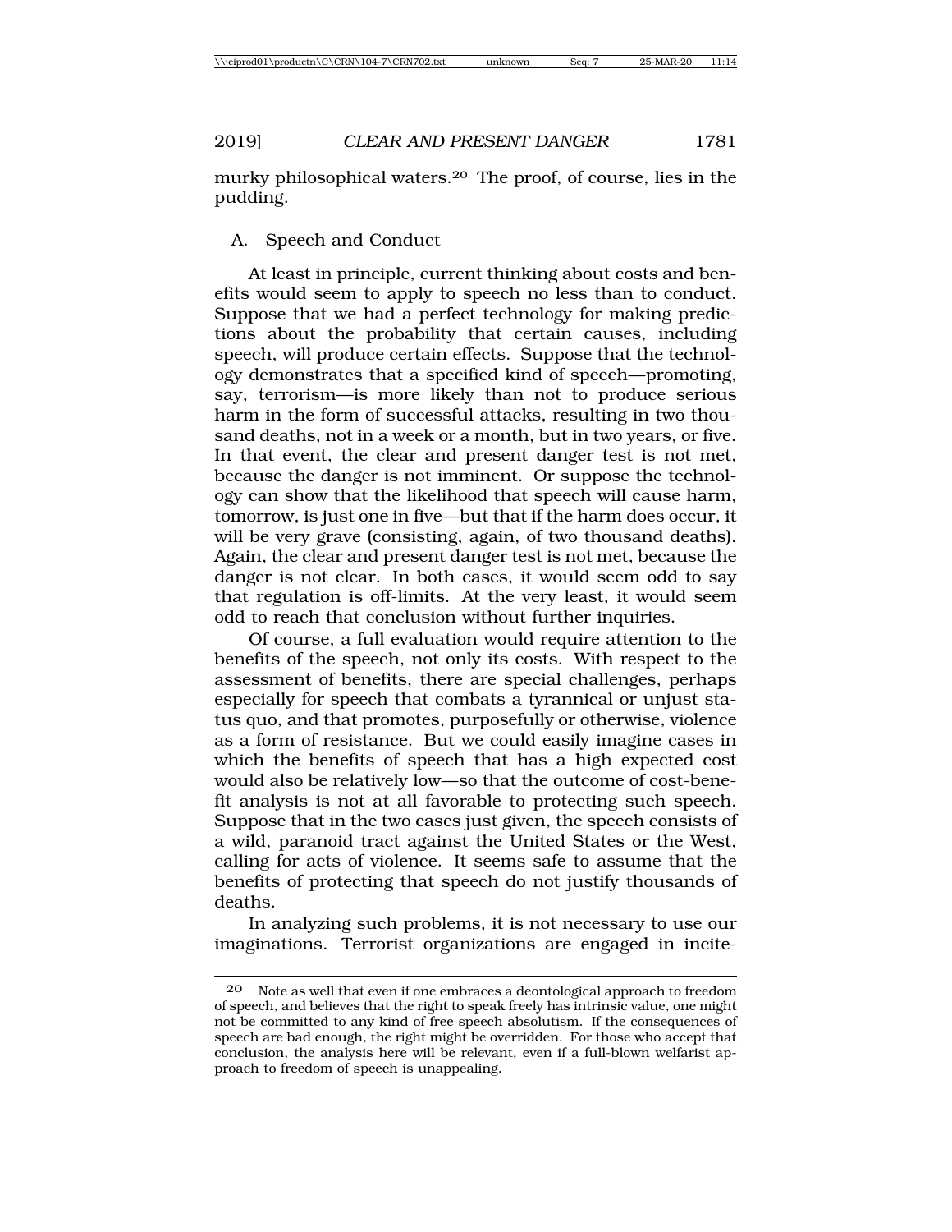murky philosophical waters.[20] The proof, of course, lies in the pudding.

## A. Speech and Conduct

At least in principle, current thinking about costs and benefits would seem to apply to speech no less than to conduct. Suppose that we had a perfect technology for making predictions about the probability that certain causes, including speech, will produce certain effects. Suppose that the technology demonstrates that a specified kind of speech—promoting, say, terrorism—is more likely than not to produce serious harm in the form of successful attacks, resulting in two thousand deaths, not in a week or a month, but in two years, or five. In that event, the clear and present danger test is not met, because the danger is not imminent. Or suppose the technology can show that the likelihood that speech will cause harm, tomorrow, is just one in five—but that if the harm does occur, it will be very grave (consisting, again, of two thousand deaths). Again, the clear and present danger test is not met, because the danger is not clear. In both cases, it would seem odd to say that regulation is off-limits. At the very least, it would seem odd to reach that conclusion without further inquiries.

Of course, a full evaluation would require attention to the benefits of the speech, not only its costs. With respect to the assessment of benefits, there are special challenges, perhaps especially for speech that combats a tyrannical or unjust status quo, and that promotes, purposefully or otherwise, violence as a form of resistance. But we could easily imagine cases in which the benefits of speech that has a high expected cost would also be relatively low—so that the outcome of cost-benefit analysis is not at all favorable to protecting such speech. Suppose that in the two cases just given, the speech consists of a wild, paranoid tract against the United States or the West, calling for acts of violence. It seems safe to assume that the benefits of protecting that speech do not justify thousands of deaths.

In analyzing such problems, it is not necessary to use our imaginations. Terrorist organizations are engaged in incite-

---

[20] Note as well that even if one embraces a deontological approach to freedom of speech, and believes that the right to speak freely has intrinsic value, one might not be committed to any kind of free speech absolutism. If the consequences of speech are bad enough, the right might be overridden. For those who accept that conclusion, the analysis here will be relevant, even if a full-blown welfarist approach to freedom of speech is unappealing.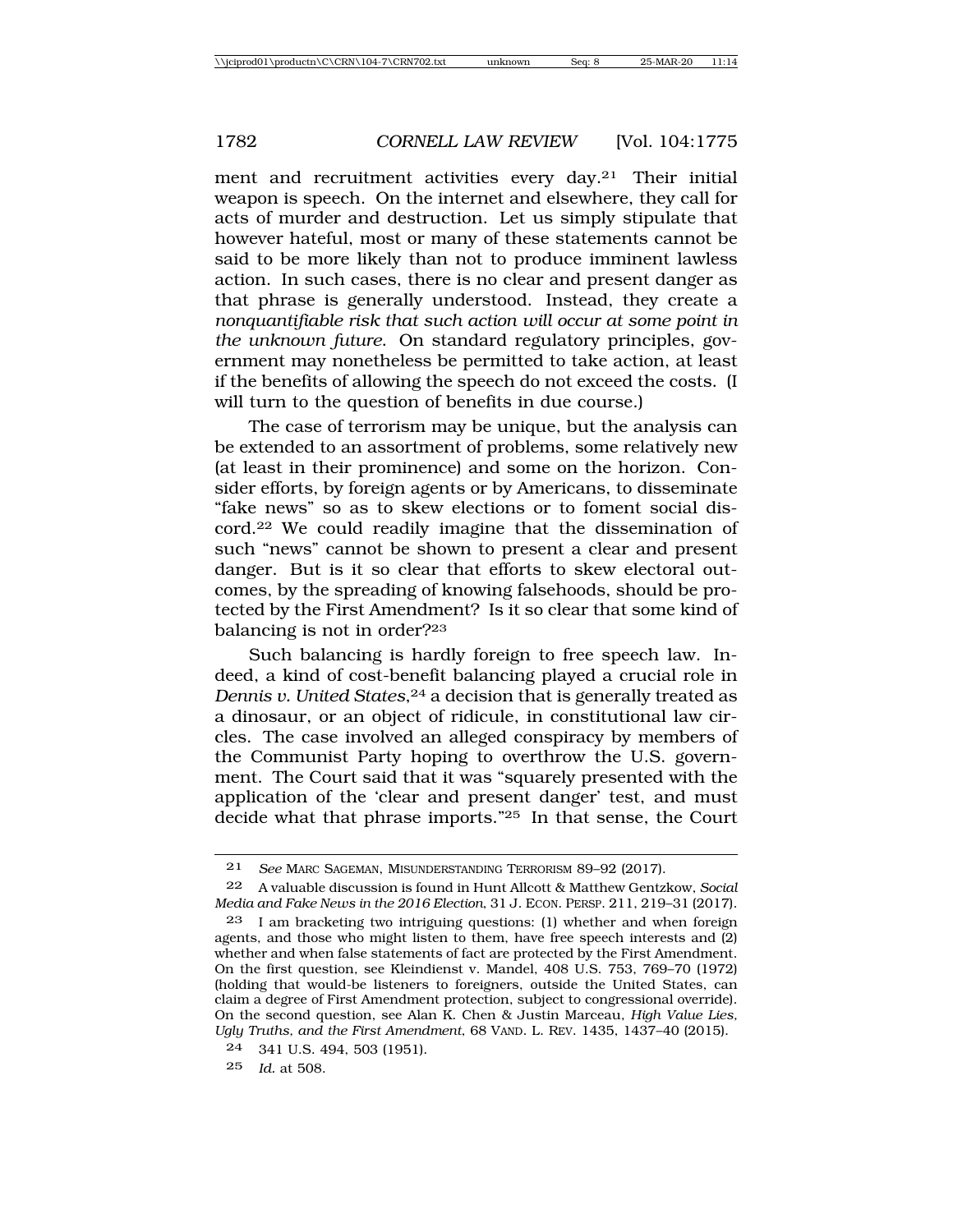ment and recruitment activities every day.[21] Their initial weapon is speech. On the internet and elsewhere, they call for acts of murder and destruction. Let us simply stipulate that however hateful, most or many of these statements cannot be said to be more likely than not to produce imminent lawless action. In such cases, there is no clear and present danger as that phrase is generally understood. Instead, they create a *nonquantifiable risk that such action will occur at some point in the unknown future*. On standard regulatory principles, government may nonetheless be permitted to take action, at least if the benefits of allowing the speech do not exceed the costs. (I will turn to the question of benefits in due course.)

The case of terrorism may be unique, but the analysis can be extended to an assortment of problems, some relatively new (at least in their prominence) and some on the horizon. Consider efforts, by foreign agents or by Americans, to disseminate "fake news" so as to skew elections or to foment social discord.[22] We could readily imagine that the dissemination of such "news" cannot be shown to present a clear and present danger. But is it so clear that efforts to skew electoral outcomes, by the spreading of knowing falsehoods, should be protected by the First Amendment? Is it so clear that some kind of balancing is not in order?[23]

Such balancing is hardly foreign to free speech law. Indeed, a kind of cost-benefit balancing played a crucial role in *Dennis v. United States*,[24] a decision that is generally treated as a dinosaur, or an object of ridicule, in constitutional law circles. The case involved an alleged conspiracy by members of the Communist Party hoping to overthrow the U.S. government. The Court said that it was "squarely presented with the application of the 'clear and present danger' test, and must decide what that phrase imports."[25] In that sense, the Court

---

21 *See* MARC SAGEMAN, MISUNDERSTANDING TERRORISM 89–92 (2017).

22 A valuable discussion is found in Hunt Allcott & Matthew Gentzkow, *Social Media and Fake News in the 2016 Election*, 31 J. ECON. PERSP. 211, 219–31 (2017).

23 I am bracketing two intriguing questions: (1) whether and when foreign agents, and those who might listen to them, have free speech interests and (2) whether and when false statements of fact are protected by the First Amendment. On the first question, see Kleindienst v. Mandel, 408 U.S. 753, 769–70 (1972) (holding that would-be listeners to foreigners, outside the United States, can claim a degree of First Amendment protection, subject to congressional override). On the second question, see Alan K. Chen & Justin Marceau, *High Value Lies, Ugly Truths, and the First Amendment*, 68 VAND. L. REV. 1435, 1437–40 (2015).

24 341 U.S. 494, 503 (1951).

25 *Id.* at 508.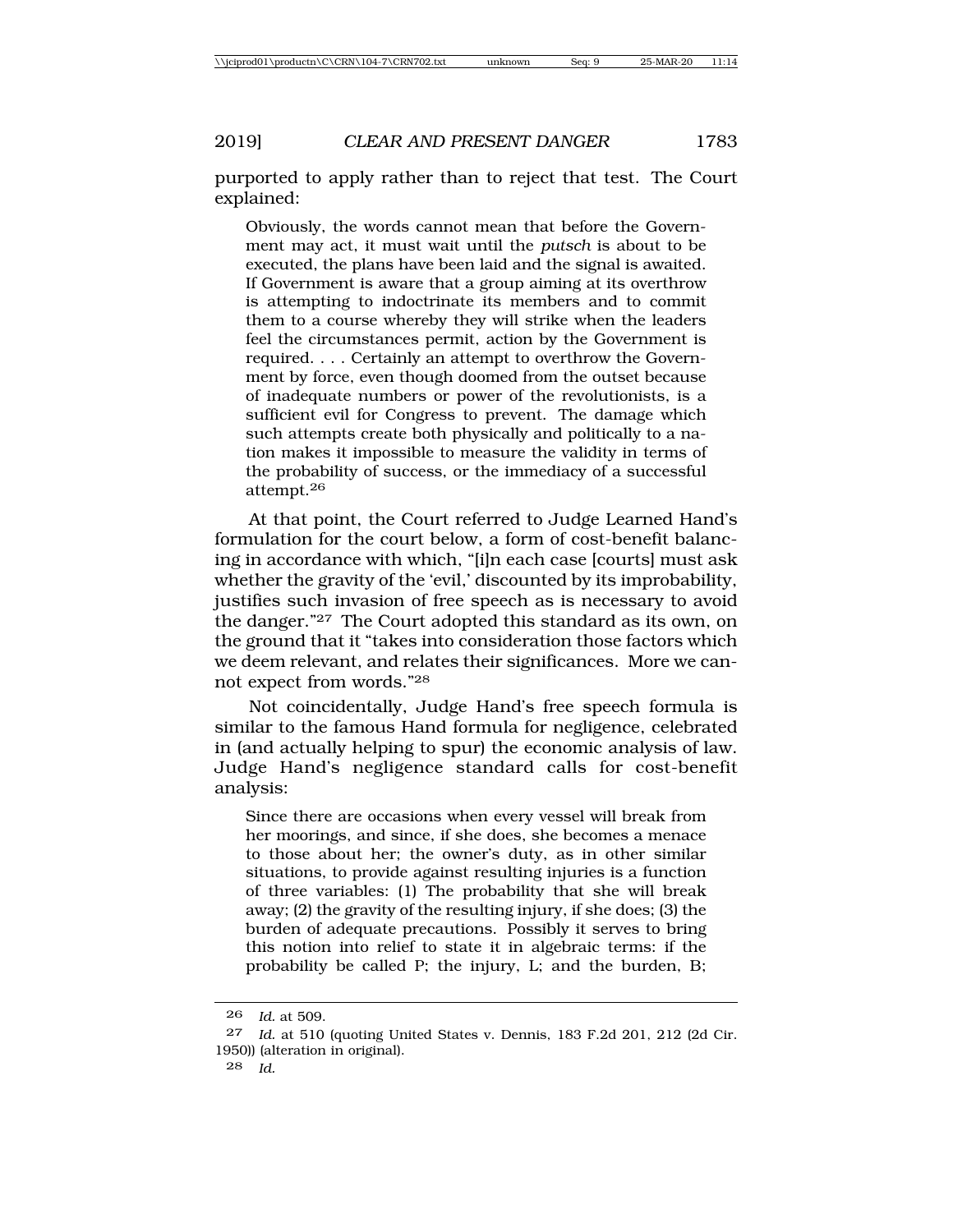purported to apply rather than to reject that test. The Court explained:

> Obviously, the words cannot mean that before the Government may act, it must wait until the *putsch* is about to be executed, the plans have been laid and the signal is awaited. If Government is aware that a group aiming at its overthrow is attempting to indoctrinate its members and to commit them to a course whereby they will strike when the leaders feel the circumstances permit, action by the Government is required. . . . Certainly an attempt to overthrow the Government by force, even though doomed from the outset because of inadequate numbers or power of the revolutionists, is a sufficient evil for Congress to prevent. The damage which such attempts create both physically and politically to a nation makes it impossible to measure the validity in terms of the probability of success, or the immediacy of a successful attempt.[26]

At that point, the Court referred to Judge Learned Hand's formulation for the court below, a form of cost-benefit balancing in accordance with which, "[i]n each case [courts] must ask whether the gravity of the 'evil,' discounted by its improbability, justifies such invasion of free speech as is necessary to avoid the danger."[27] The Court adopted this standard as its own, on the ground that it "takes into consideration those factors which we deem relevant, and relates their significances. More we cannot expect from words."[28]

Not coincidentally, Judge Hand's free speech formula is similar to the famous Hand formula for negligence, celebrated in (and actually helping to spur) the economic analysis of law. Judge Hand's negligence standard calls for cost-benefit analysis:

> Since there are occasions when every vessel will break from her moorings, and since, if she does, she becomes a menace to those about her; the owner's duty, as in other similar situations, to provide against resulting injuries is a function of three variables: (1) The probability that she will break away; (2) the gravity of the resulting injury, if she does; (3) the burden of adequate precautions. Possibly it serves to bring this notion into relief to state it in algebraic terms: if the probability be called P; the injury, L; and the burden, B;

---

26 *Id.* at 509.

27 *Id.* at 510 (quoting United States v. Dennis, 183 F.2d 201, 212 (2d Cir. 1950)) (alteration in original).

28 *Id.*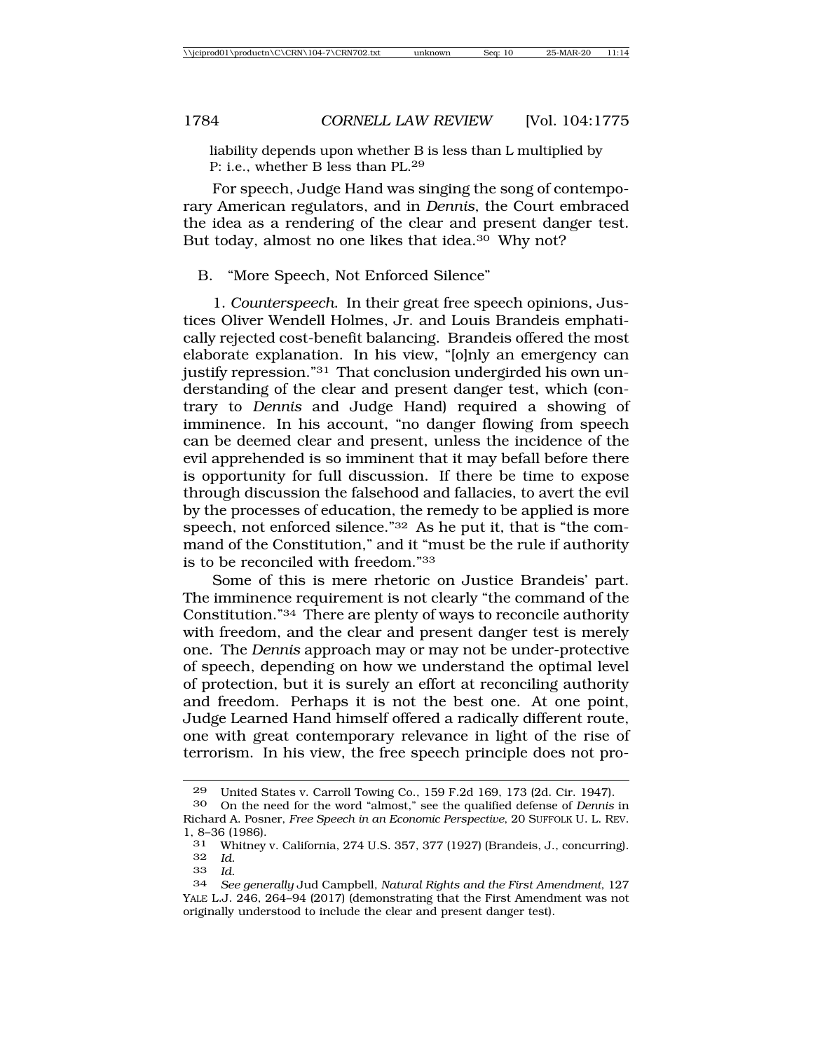liability depends upon whether B is less than L multiplied by P: i.e., whether B less than PL.[29]

For speech, Judge Hand was singing the song of contemporary American regulators, and in *Dennis*, the Court embraced the idea as a rendering of the clear and present danger test. But today, almost no one likes that idea.[30] Why not?

## B. "More Speech, Not Enforced Silence"

1. *Counterspeech*. In their great free speech opinions, Justices Oliver Wendell Holmes, Jr. and Louis Brandeis emphatically rejected cost-benefit balancing. Brandeis offered the most elaborate explanation. In his view, "[o]nly an emergency can justify repression."[31] That conclusion undergirded his own understanding of the clear and present danger test, which (contrary to *Dennis* and Judge Hand) required a showing of imminence. In his account, "no danger flowing from speech can be deemed clear and present, unless the incidence of the evil apprehended is so imminent that it may befall before there is opportunity for full discussion. If there be time to expose through discussion the falsehood and fallacies, to avert the evil by the processes of education, the remedy to be applied is more speech, not enforced silence."[32] As he put it, that is "the command of the Constitution," and it "must be the rule if authority is to be reconciled with freedom."[33]

Some of this is mere rhetoric on Justice Brandeis' part. The imminence requirement is not clearly "the command of the Constitution."[34] There are plenty of ways to reconcile authority with freedom, and the clear and present danger test is merely one. The *Dennis* approach may or may not be under-protective of speech, depending on how we understand the optimal level of protection, but it is surely an effort at reconciling authority and freedom. Perhaps it is not the best one. At one point, Judge Learned Hand himself offered a radically different route, one with great contemporary relevance in light of the rise of terrorism. In his view, the free speech principle does not pro-

---

29 United States v. Carroll Towing Co., 159 F.2d 169, 173 (2d. Cir. 1947).

30 On the need for the word "almost," see the qualified defense of *Dennis* in Richard A. Posner, *Free Speech in an Economic Perspective*, 20 SUFFOLK U. L. REV. 1, 8–36 (1986).

31 Whitney v. California, 274 U.S. 357, 377 (1927) (Brandeis, J., concurring).

32 *Id.*

33 *Id.*

34 *See generally* Jud Campbell, *Natural Rights and the First Amendment*, 127 YALE L.J. 246, 264–94 (2017) (demonstrating that the First Amendment was not originally understood to include the clear and present danger test).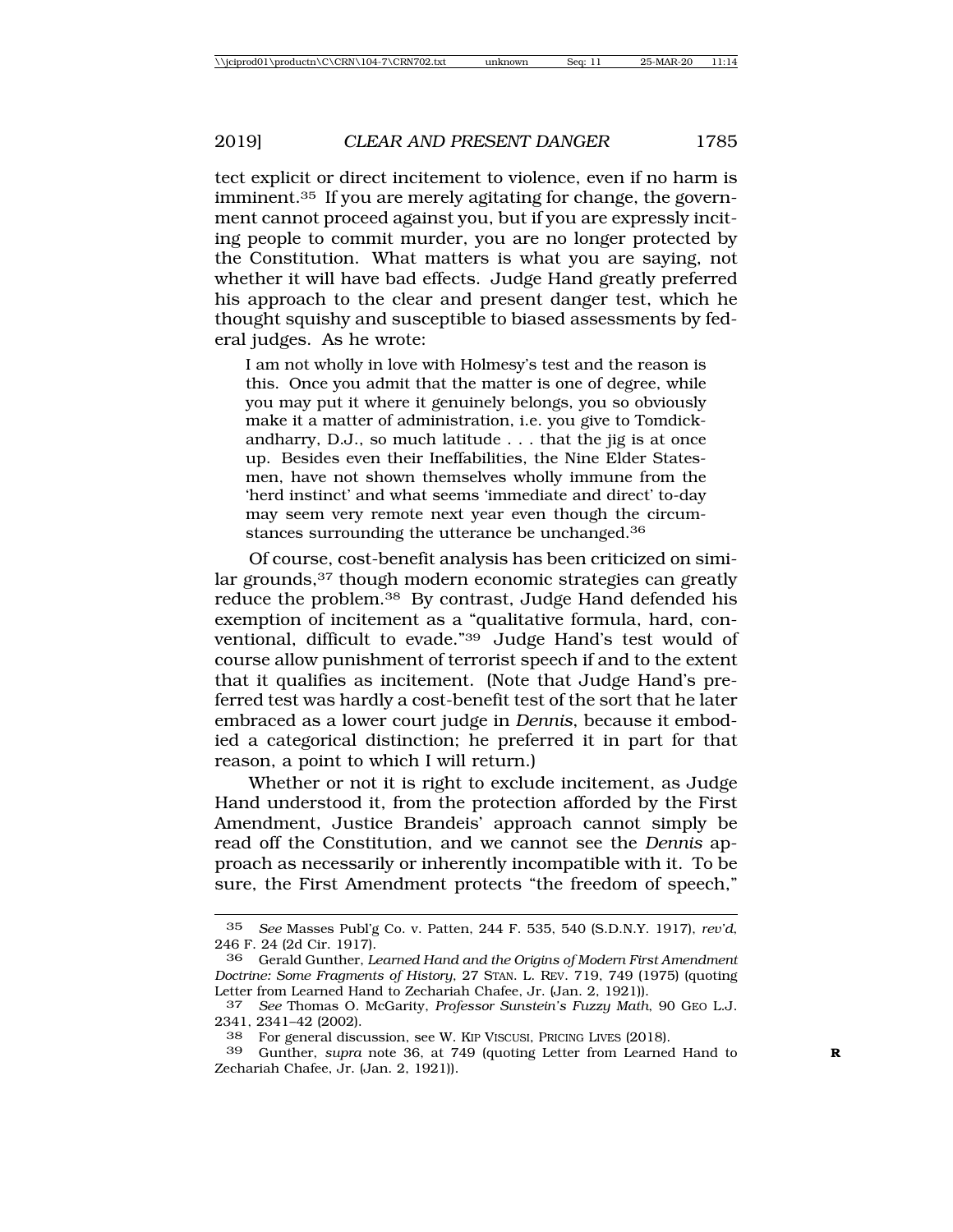tect explicit or direct incitement to violence, even if no harm is imminent.[35] If you are merely agitating for change, the government cannot proceed against you, but if you are expressly inciting people to commit murder, you are no longer protected by the Constitution. What matters is what you are saying, not whether it will have bad effects. Judge Hand greatly preferred his approach to the clear and present danger test, which he thought squishy and susceptible to biased assessments by federal judges. As he wrote:

> I am not wholly in love with Holmesy's test and the reason is this. Once you admit that the matter is one of degree, while you may put it where it genuinely belongs, you so obviously make it a matter of administration, i.e. you give to Tomdickandharry, D.J., so much latitude . . . that the jig is at once up. Besides even their Ineffabilities, the Nine Elder Statesmen, have not shown themselves wholly immune from the 'herd instinct' and what seems 'immediate and direct' to-day may seem very remote next year even though the circumstances surrounding the utterance be unchanged.[36]

Of course, cost-benefit analysis has been criticized on similar grounds,[37] though modern economic strategies can greatly reduce the problem.[38] By contrast, Judge Hand defended his exemption of incitement as a "qualitative formula, hard, conventional, difficult to evade."[39] Judge Hand's test would of course allow punishment of terrorist speech if and to the extent that it qualifies as incitement. (Note that Judge Hand's preferred test was hardly a cost-benefit test of the sort that he later embraced as a lower court judge in *Dennis*, because it embodied a categorical distinction; he preferred it in part for that reason, a point to which I will return.)

Whether or not it is right to exclude incitement, as Judge Hand understood it, from the protection afforded by the First Amendment, Justice Brandeis' approach cannot simply be read off the Constitution, and we cannot see the *Dennis* approach as necessarily or inherently incompatible with it. To be sure, the First Amendment protects "the freedom of speech,"

---

35 *See* Masses Publ'g Co. v. Patten, 244 F. 535, 540 (S.D.N.Y. 1917), *rev'd*, 246 F. 24 (2d Cir. 1917).

36 Gerald Gunther, *Learned Hand and the Origins of Modern First Amendment Doctrine: Some Fragments of History*, 27 STAN. L. REV. 719, 749 (1975) (quoting Letter from Learned Hand to Zechariah Chafee, Jr. (Jan. 2, 1921)).

37 *See* Thomas O. McGarity, *Professor Sunstein's Fuzzy Math*, 90 GEO L.J. 2341, 2341–42 (2002).

38 For general discussion, see W. KIP VISCUSI, PRICING LIVES (2018).

39 Gunther, *supra* note 36, at 749 (quoting Letter from Learned Hand to Zechariah Chafee, Jr. (Jan. 2, 1921)).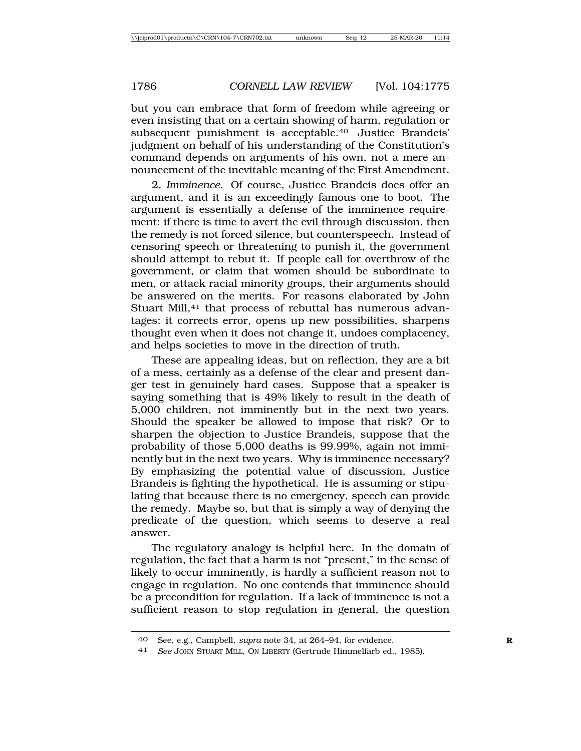but you can embrace that form of freedom while agreeing or even insisting that on a certain showing of harm, regulation or subsequent punishment is acceptable.[40] Justice Brandeis' judgment on behalf of his understanding of the Constitution's command depends on arguments of his own, not a mere announcement of the inevitable meaning of the First Amendment.

2. *Imminence*. Of course, Justice Brandeis does offer an argument, and it is an exceedingly famous one to boot. The argument is essentially a defense of the imminence requirement: if there is time to avert the evil through discussion, then the remedy is not forced silence, but counterspeech. Instead of censoring speech or threatening to punish it, the government should attempt to rebut it. If people call for overthrow of the government, or claim that women should be subordinate to men, or attack racial minority groups, their arguments should be answered on the merits. For reasons elaborated by John Stuart Mill,[41] that process of rebuttal has numerous advantages: it corrects error, opens up new possibilities, sharpens thought even when it does not change it, undoes complacency, and helps societies to move in the direction of truth.

These are appealing ideas, but on reflection, they are a bit of a mess, certainly as a defense of the clear and present danger test in genuinely hard cases. Suppose that a speaker is saying something that is 49% likely to result in the death of 5,000 children, not imminently but in the next two years. Should the speaker be allowed to impose that risk? Or to sharpen the objection to Justice Brandeis, suppose that the probability of those 5,000 deaths is 99.99%, again not imminently but in the next two years. Why is imminence necessary? By emphasizing the potential value of discussion, Justice Brandeis is fighting the hypothetical. He is assuming or stipulating that because there is no emergency, speech can provide the remedy. Maybe so, but that is simply a way of denying the predicate of the question, which seems to deserve a real answer.

The regulatory analogy is helpful here. In the domain of regulation, the fact that a harm is not "present," in the sense of likely to occur imminently, is hardly a sufficient reason not to engage in regulation. No one contends that imminence should be a precondition for regulation. If a lack of imminence is not a sufficient reason to stop regulation in general, the question

---

40 See, e.g., Campbell, *supra* note 34, at 264–94, for evidence.

41 *See* JOHN STUART MILL, ON LIBERTY (Gertrude Himmelfarb ed., 1985).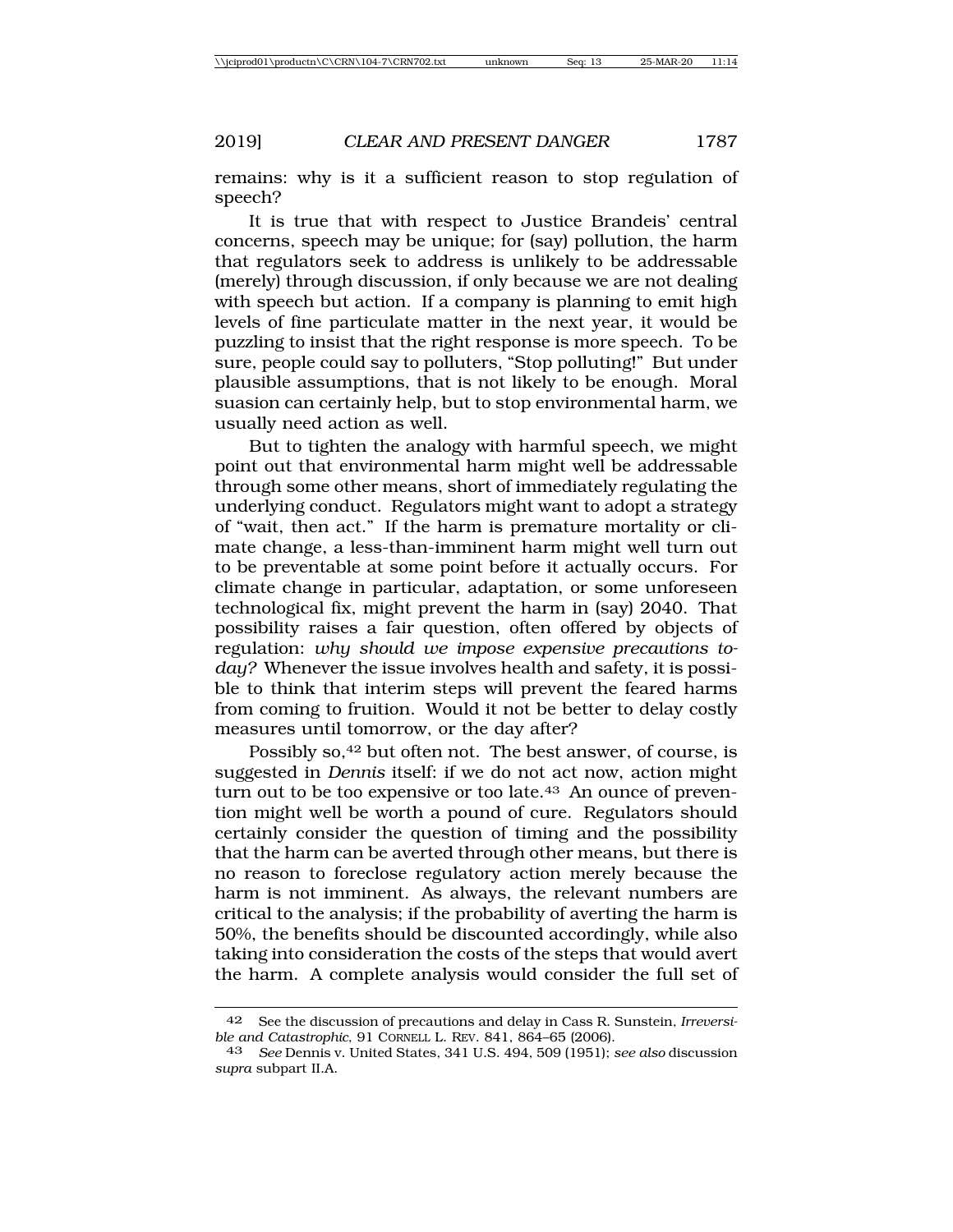remains: why is it a sufficient reason to stop regulation of speech?

It is true that with respect to Justice Brandeis' central concerns, speech may be unique; for (say) pollution, the harm that regulators seek to address is unlikely to be addressable (merely) through discussion, if only because we are not dealing with speech but action. If a company is planning to emit high levels of fine particulate matter in the next year, it would be puzzling to insist that the right response is more speech. To be sure, people could say to polluters, "Stop polluting!" But under plausible assumptions, that is not likely to be enough. Moral suasion can certainly help, but to stop environmental harm, we usually need action as well.

But to tighten the analogy with harmful speech, we might point out that environmental harm might well be addressable through some other means, short of immediately regulating the underlying conduct. Regulators might want to adopt a strategy of "wait, then act." If the harm is premature mortality or climate change, a less-than-imminent harm might well turn out to be preventable at some point before it actually occurs. For climate change in particular, adaptation, or some unforeseen technological fix, might prevent the harm in (say) 2040. That possibility raises a fair question, often offered by objects of regulation: *why should we impose expensive precautions today?* Whenever the issue involves health and safety, it is possible to think that interim steps will prevent the feared harms from coming to fruition. Would it not be better to delay costly measures until tomorrow, or the day after?

Possibly so,[42] but often not. The best answer, of course, is suggested in *Dennis* itself: if we do not act now, action might turn out to be too expensive or too late.[43] An ounce of prevention might well be worth a pound of cure. Regulators should certainly consider the question of timing and the possibility that the harm can be averted through other means, but there is no reason to foreclose regulatory action merely because the harm is not imminent. As always, the relevant numbers are critical to the analysis; if the probability of averting the harm is 50%, the benefits should be discounted accordingly, while also taking into consideration the costs of the steps that would avert the harm. A complete analysis would consider the full set of

---

42 See the discussion of precautions and delay in Cass R. Sunstein, *Irreversible and Catastrophic*, 91 CORNELL L. REV. 841, 864–65 (2006).

43 *See* Dennis v. United States, 341 U.S. 494, 509 (1951); *see also* discussion *supra* subpart II.A.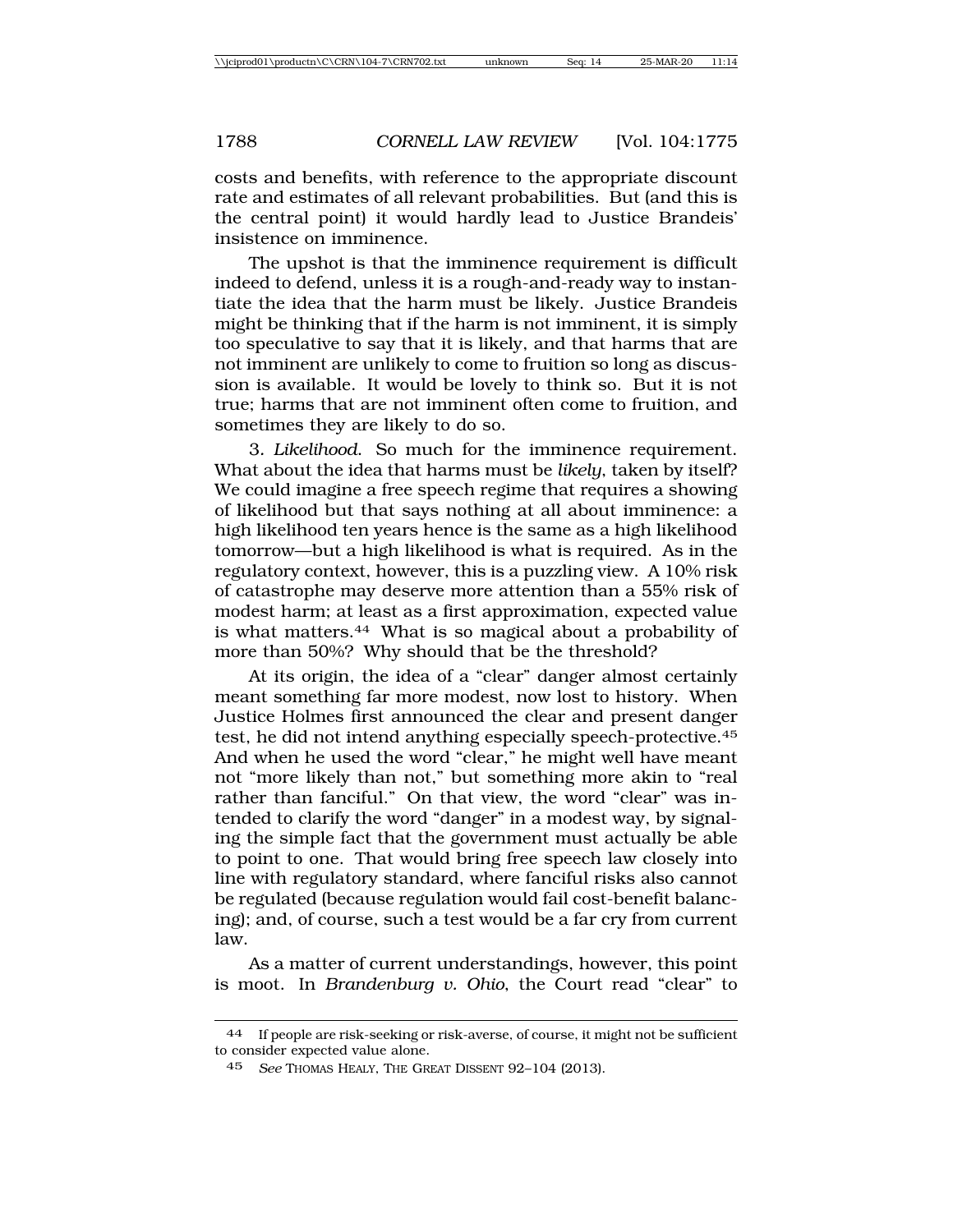costs and benefits, with reference to the appropriate discount rate and estimates of all relevant probabilities. But (and this is the central point) it would hardly lead to Justice Brandeis' insistence on imminence.

The upshot is that the imminence requirement is difficult indeed to defend, unless it is a rough-and-ready way to instantiate the idea that the harm must be likely. Justice Brandeis might be thinking that if the harm is not imminent, it is simply too speculative to say that it is likely, and that harms that are not imminent are unlikely to come to fruition so long as discussion is available. It would be lovely to think so. But it is not true; harms that are not imminent often come to fruition, and sometimes they are likely to do so.

3. *Likelihood*. So much for the imminence requirement. What about the idea that harms must be *likely*, taken by itself? We could imagine a free speech regime that requires a showing of likelihood but that says nothing at all about imminence: a high likelihood ten years hence is the same as a high likelihood tomorrow—but a high likelihood is what is required. As in the regulatory context, however, this is a puzzling view. A 10% risk of catastrophe may deserve more attention than a 55% risk of modest harm; at least as a first approximation, expected value is what matters.[44] What is so magical about a probability of more than 50%? Why should that be the threshold?

At its origin, the idea of a "clear" danger almost certainly meant something far more modest, now lost to history. When Justice Holmes first announced the clear and present danger test, he did not intend anything especially speech-protective.[45] And when he used the word "clear," he might well have meant not "more likely than not," but something more akin to "real rather than fanciful." On that view, the word "clear" was intended to clarify the word "danger" in a modest way, by signaling the simple fact that the government must actually be able to point to one. That would bring free speech law closely into line with regulatory standard, where fanciful risks also cannot be regulated (because regulation would fail cost-benefit balancing); and, of course, such a test would be a far cry from current law.

As a matter of current understandings, however, this point is moot. In *Brandenburg v. Ohio*, the Court read "clear" to

---

[44] If people are risk-seeking or risk-averse, of course, it might not be sufficient to consider expected value alone.

[45] *See* THOMAS HEALY, THE GREAT DISSENT 92–104 (2013).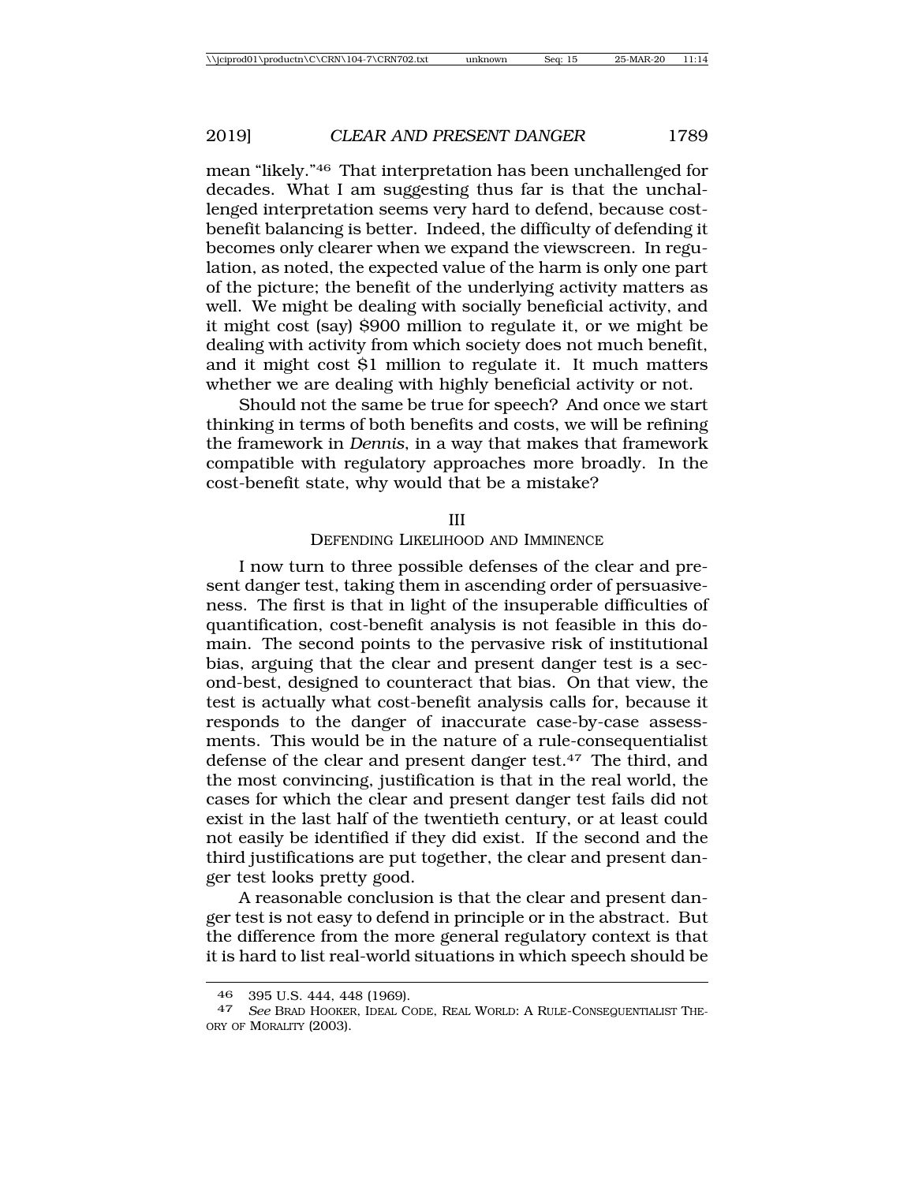mean "likely."[46] That interpretation has been unchallenged for decades. What I am suggesting thus far is that the unchallenged interpretation seems very hard to defend, because cost-benefit balancing is better. Indeed, the difficulty of defending it becomes only clearer when we expand the viewscreen. In regulation, as noted, the expected value of the harm is only one part of the picture; the benefit of the underlying activity matters as well. We might be dealing with socially beneficial activity, and it might cost (say) $900 million to regulate it, or we might be dealing with activity from which society does not much benefit, and it might cost $1 million to regulate it. It much matters whether we are dealing with highly beneficial activity or not.

Should not the same be true for speech? And once we start thinking in terms of both benefits and costs, we will be refining the framework in *Dennis*, in a way that makes that framework compatible with regulatory approaches more broadly. In the cost-benefit state, why would that be a mistake?

## III
## DEFENDING LIKELIHOOD AND IMMINENCE

I now turn to three possible defenses of the clear and present danger test, taking them in ascending order of persuasiveness. The first is that in light of the insuperable difficulties of quantification, cost-benefit analysis is not feasible in this domain. The second points to the pervasive risk of institutional bias, arguing that the clear and present danger test is a second-best, designed to counteract that bias. On that view, the test is actually what cost-benefit analysis calls for, because it responds to the danger of inaccurate case-by-case assessments. This would be in the nature of a rule-consequentialist defense of the clear and present danger test.[47] The third, and the most convincing, justification is that in the real world, the cases for which the clear and present danger test fails did not exist in the last half of the twentieth century, or at least could not easily be identified if they did exist. If the second and the third justifications are put together, the clear and present danger test looks pretty good.

A reasonable conclusion is that the clear and present danger test is not easy to defend in principle or in the abstract. But the difference from the more general regulatory context is that it is hard to list real-world situations in which speech should be

---

[46] 395 U.S. 444, 448 (1969).

[47] *See* BRAD HOOKER, IDEAL CODE, REAL WORLD: A RULE-CONSEQUENTIALIST THEORY OF MORALITY (2003).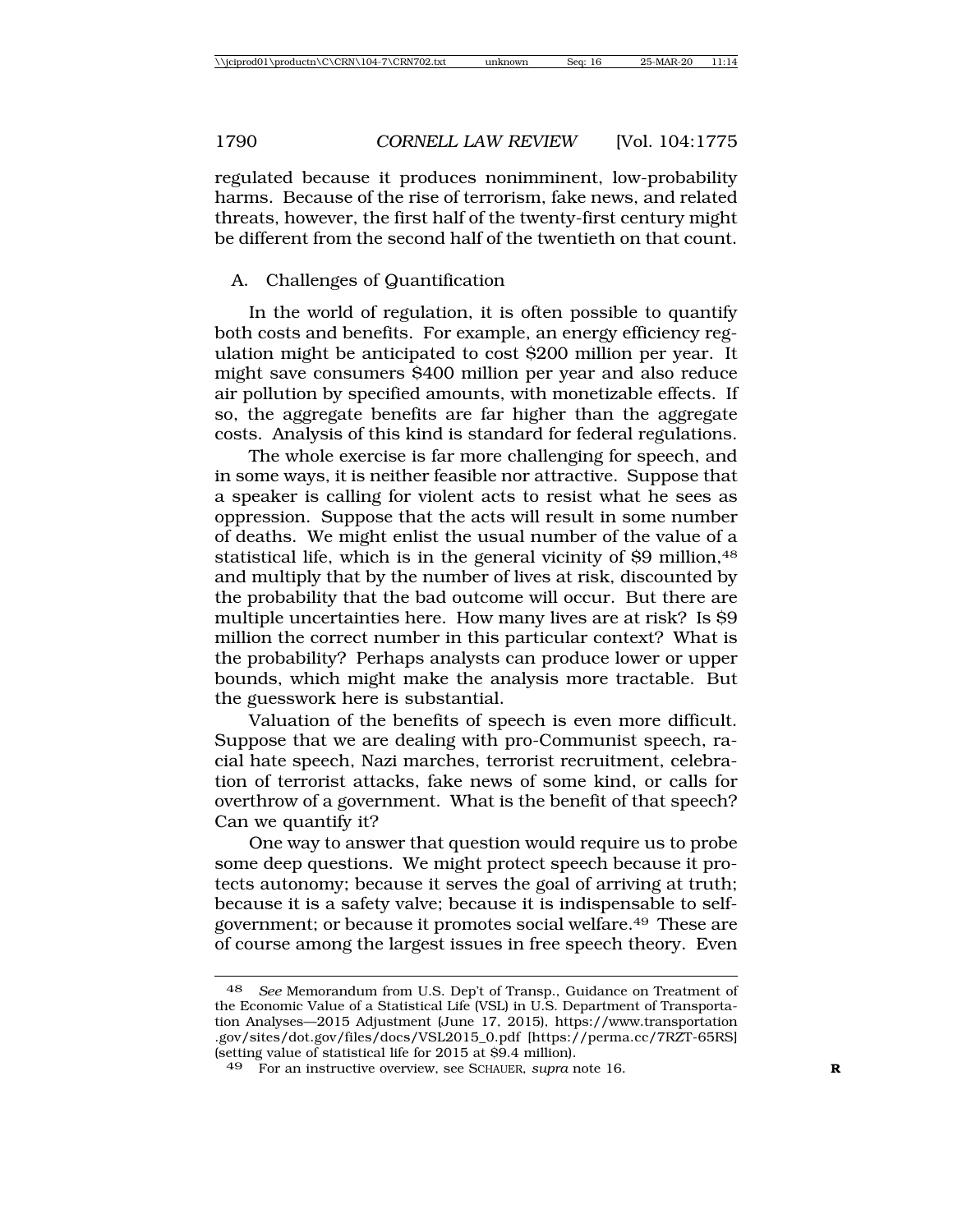regulated because it produces nonimminent, low-probability harms. Because of the rise of terrorism, fake news, and related threats, however, the first half of the twenty-first century might be different from the second half of the twentieth on that count.

## A. Challenges of Quantification

In the world of regulation, it is often possible to quantify both costs and benefits. For example, an energy efficiency regulation might be anticipated to cost $200 million per year. It might save consumers $400 million per year and also reduce air pollution by specified amounts, with monetizable effects. If so, the aggregate benefits are far higher than the aggregate costs. Analysis of this kind is standard for federal regulations.

The whole exercise is far more challenging for speech, and in some ways, it is neither feasible nor attractive. Suppose that a speaker is calling for violent acts to resist what he sees as oppression. Suppose that the acts will result in some number of deaths. We might enlist the usual number of the value of a statistical life, which is in the general vicinity of $9 million,[48] and multiply that by the number of lives at risk, discounted by the probability that the bad outcome will occur. But there are multiple uncertainties here. How many lives are at risk? Is $9 million the correct number in this particular context? What is the probability? Perhaps analysts can produce lower or upper bounds, which might make the analysis more tractable. But the guesswork here is substantial.

Valuation of the benefits of speech is even more difficult. Suppose that we are dealing with pro-Communist speech, racial hate speech, Nazi marches, terrorist recruitment, celebration of terrorist attacks, fake news of some kind, or calls for overthrow of a government. What is the benefit of that speech? Can we quantify it?

One way to answer that question would require us to probe some deep questions. We might protect speech because it protects autonomy; because it serves the goal of arriving at truth; because it is a safety valve; because it is indispensable to self-government; or because it promotes social welfare.[49] These are of course among the largest issues in free speech theory. Even

---

[48] *See* Memorandum from U.S. Dep't of Transp., Guidance on Treatment of the Economic Value of a Statistical Life (VSL) in U.S. Department of Transportation Analyses—2015 Adjustment (June 17, 2015), https://www.transportation.gov/sites/dot.gov/files/docs/VSL2015_0.pdf [https://perma.cc/7RZT-65RS] (setting value of statistical life for 2015 at $9.4 million).

[49] For an instructive overview, see SCHAUER, *supra* note 16.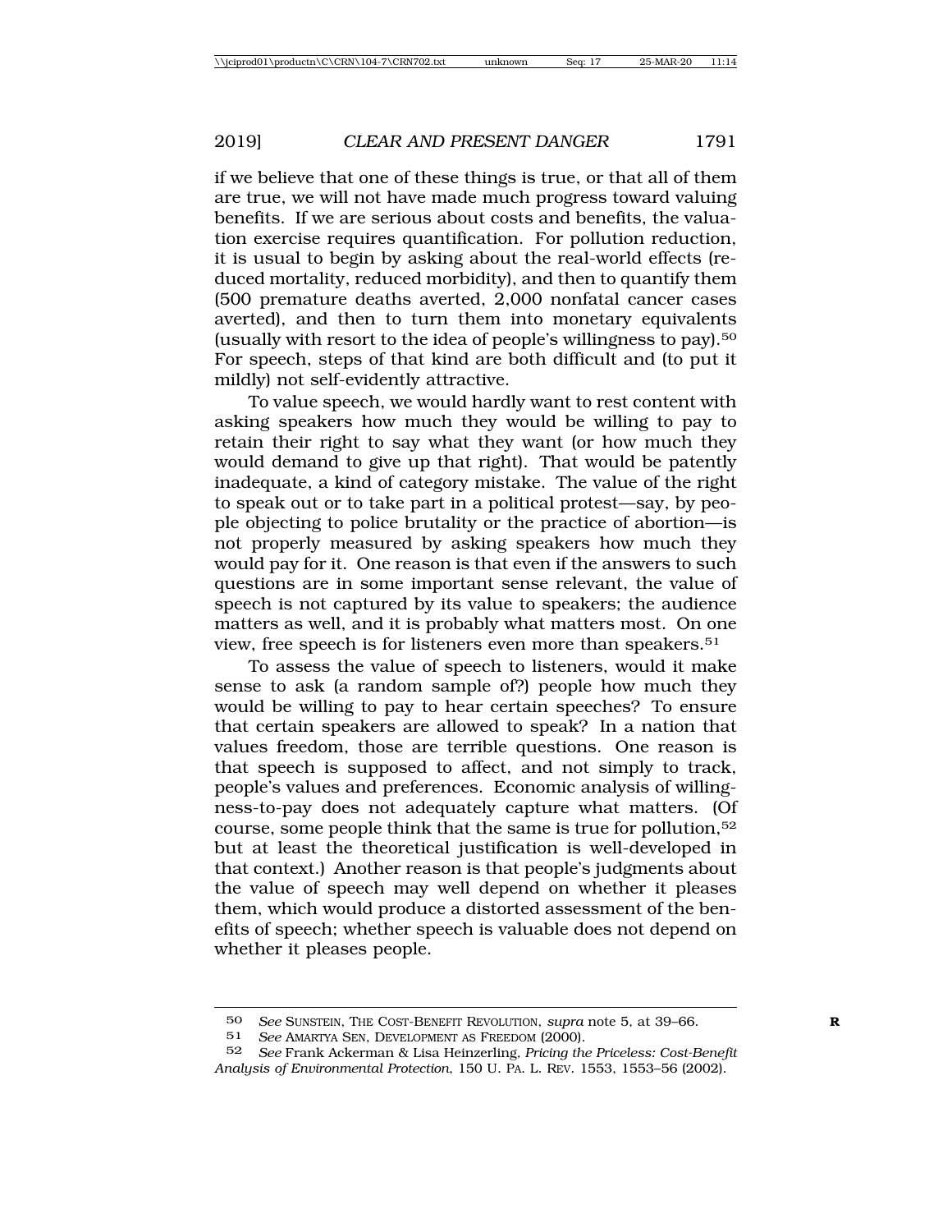if we believe that one of these things is true, or that all of them are true, we will not have made much progress toward valuing benefits. If we are serious about costs and benefits, the valuation exercise requires quantification. For pollution reduction, it is usual to begin by asking about the real-world effects (reduced mortality, reduced morbidity), and then to quantify them (500 premature deaths averted, 2,000 nonfatal cancer cases averted), and then to turn them into monetary equivalents (usually with resort to the idea of people's willingness to pay).[50] For speech, steps of that kind are both difficult and (to put it mildly) not self-evidently attractive.

To value speech, we would hardly want to rest content with asking speakers how much they would be willing to pay to retain their right to say what they want (or how much they would demand to give up that right). That would be patently inadequate, a kind of category mistake. The value of the right to speak out or to take part in a political protest—say, by people objecting to police brutality or the practice of abortion—is not properly measured by asking speakers how much they would pay for it. One reason is that even if the answers to such questions are in some important sense relevant, the value of speech is not captured by its value to speakers; the audience matters as well, and it is probably what matters most. On one view, free speech is for listeners even more than speakers.[51]

To assess the value of speech to listeners, would it make sense to ask (a random sample of?) people how much they would be willing to pay to hear certain speeches? To ensure that certain speakers are allowed to speak? In a nation that values freedom, those are terrible questions. One reason is that speech is supposed to affect, and not simply to track, people's values and preferences. Economic analysis of willingness-to-pay does not adequately capture what matters. (Of course, some people think that the same is true for pollution,[52] but at least the theoretical justification is well-developed in that context.) Another reason is that people's judgments about the value of speech may well depend on whether it pleases them, which would produce a distorted assessment of the benefits of speech; whether speech is valuable does not depend on whether it pleases people.

---

50 *See* SUNSTEIN, THE COST-BENEFIT REVOLUTION, *supra* note 5, at 39–66.

51 *See* AMARTYA SEN, DEVELOPMENT AS FREEDOM (2000).

52 *See* Frank Ackerman & Lisa Heinzerling, *Pricing the Priceless: Cost-Benefit Analysis of Environmental Protection*, 150 U. PA. L. REV. 1553, 1553–56 (2002).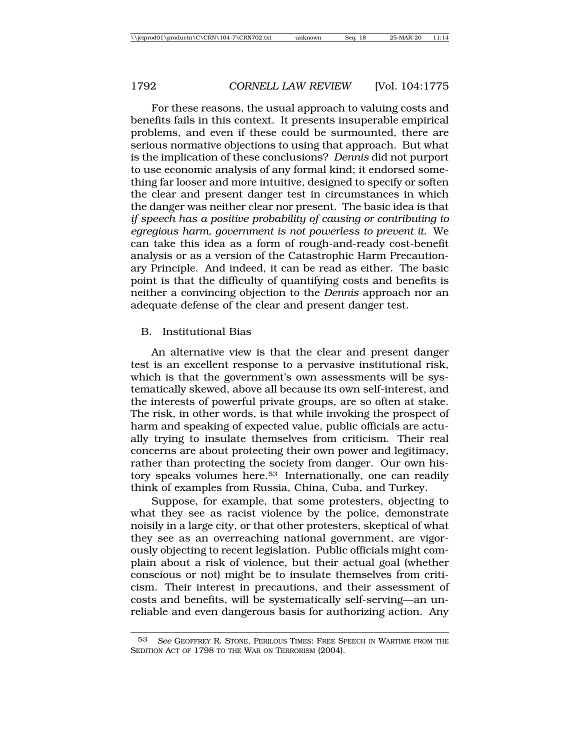For these reasons, the usual approach to valuing costs and benefits fails in this context. It presents insuperable empirical problems, and even if these could be surmounted, there are serious normative objections to using that approach. But what is the implication of these conclusions? *Dennis* did not purport to use economic analysis of any formal kind; it endorsed something far looser and more intuitive, designed to specify or soften the clear and present danger test in circumstances in which the danger was neither clear nor present. The basic idea is that *if speech has a positive probability of causing or contributing to egregious harm, government is not powerless to prevent it*. We can take this idea as a form of rough-and-ready cost-benefit analysis or as a version of the Catastrophic Harm Precautionary Principle. And indeed, it can be read as either. The basic point is that the difficulty of quantifying costs and benefits is neither a convincing objection to the *Dennis* approach nor an adequate defense of the clear and present danger test.

## B. Institutional Bias

An alternative view is that the clear and present danger test is an excellent response to a pervasive institutional risk, which is that the government's own assessments will be systematically skewed, above all because its own self-interest, and the interests of powerful private groups, are so often at stake. The risk, in other words, is that while invoking the prospect of harm and speaking of expected value, public officials are actually trying to insulate themselves from criticism. Their real concerns are about protecting their own power and legitimacy, rather than protecting the society from danger. Our own history speaks volumes here.[53] Internationally, one can readily think of examples from Russia, China, Cuba, and Turkey.

Suppose, for example, that some protesters, objecting to what they see as racist violence by the police, demonstrate noisily in a large city, or that other protesters, skeptical of what they see as an overreaching national government, are vigorously objecting to recent legislation. Public officials might complain about a risk of violence, but their actual goal (whether conscious or not) might be to insulate themselves from criticism. Their interest in precautions, and their assessment of costs and benefits, will be systematically self-serving—an unreliable and even dangerous basis for authorizing action. Any

---

[53] *See* GEOFFREY R. STONE, PERILOUS TIMES: FREE SPEECH IN WARTIME FROM THE SEDITION ACT OF 1798 TO THE WAR ON TERRORISM (2004).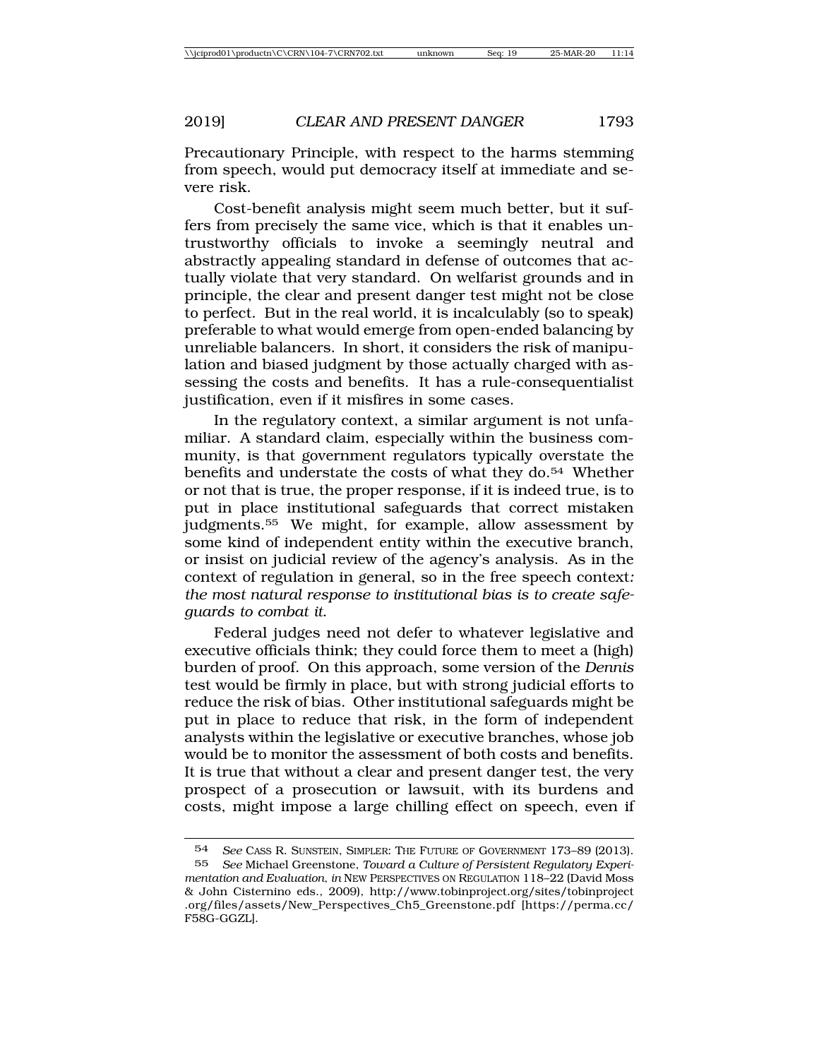Precautionary Principle, with respect to the harms stemming from speech, would put democracy itself at immediate and severe risk.

Cost-benefit analysis might seem much better, but it suffers from precisely the same vice, which is that it enables untrustworthy officials to invoke a seemingly neutral and abstractly appealing standard in defense of outcomes that actually violate that very standard. On welfarist grounds and in principle, the clear and present danger test might not be close to perfect. But in the real world, it is incalculably (so to speak) preferable to what would emerge from open-ended balancing by unreliable balancers. In short, it considers the risk of manipulation and biased judgment by those actually charged with assessing the costs and benefits. It has a rule-consequentialist justification, even if it misfires in some cases.

In the regulatory context, a similar argument is not unfamiliar. A standard claim, especially within the business community, is that government regulators typically overstate the benefits and understate the costs of what they do.[54] Whether or not that is true, the proper response, if it is indeed true, is to put in place institutional safeguards that correct mistaken judgments.[55] We might, for example, allow assessment by some kind of independent entity within the executive branch, or insist on judicial review of the agency's analysis. As in the context of regulation in general, so in the free speech context*: the most natural response to institutional bias is to create safeguards to combat it.*

Federal judges need not defer to whatever legislative and executive officials think; they could force them to meet a (high) burden of proof. On this approach, some version of the *Dennis* test would be firmly in place, but with strong judicial efforts to reduce the risk of bias. Other institutional safeguards might be put in place to reduce that risk, in the form of independent analysts within the legislative or executive branches, whose job would be to monitor the assessment of both costs and benefits. It is true that without a clear and present danger test, the very prospect of a prosecution or lawsuit, with its burdens and costs, might impose a large chilling effect on speech, even if

---

54 *See* CASS R. SUNSTEIN, SIMPLER: THE FUTURE OF GOVERNMENT 173–89 (2013).

55 *See* Michael Greenstone, *Toward a Culture of Persistent Regulatory Experimentation and Evaluation*, *in* NEW PERSPECTIVES ON REGULATION 118–22 (David Moss & John Cisternino eds., 2009), http://www.tobinproject.org/sites/tobinproject.org/files/assets/New_Perspectives_Ch5_Greenstone.pdf [https://perma.cc/F58G-GGZL].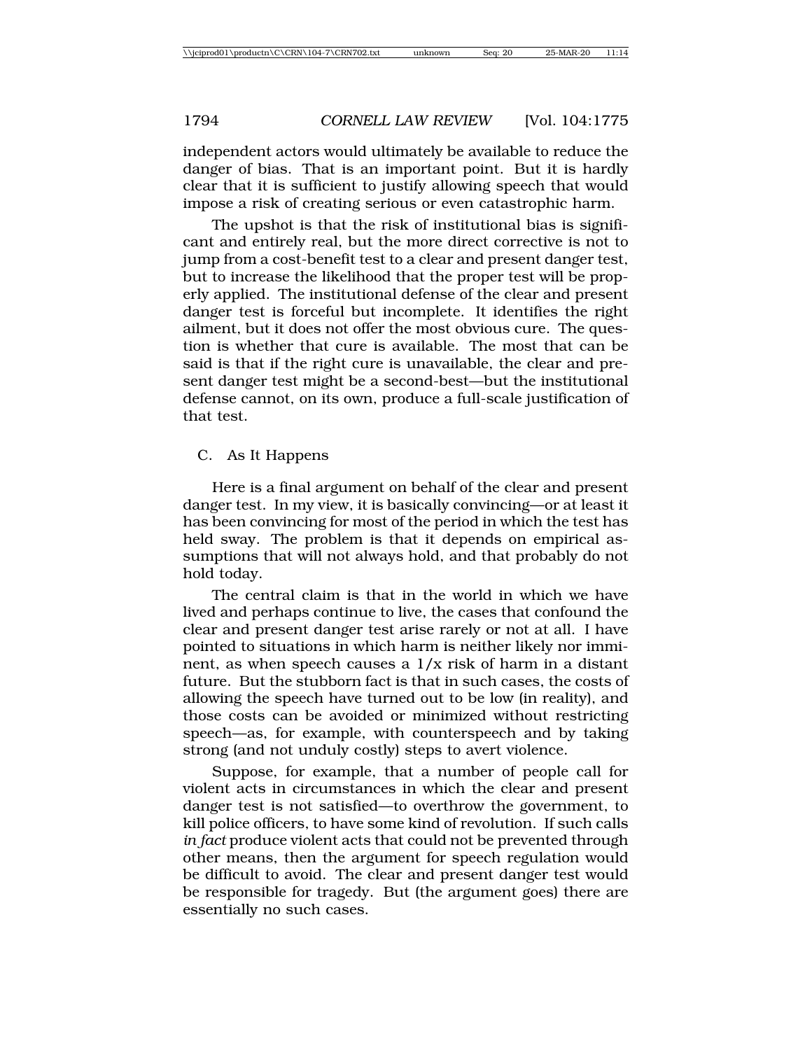independent actors would ultimately be available to reduce the danger of bias. That is an important point. But it is hardly clear that it is sufficient to justify allowing speech that would impose a risk of creating serious or even catastrophic harm.

The upshot is that the risk of institutional bias is significant and entirely real, but the more direct corrective is not to jump from a cost-benefit test to a clear and present danger test, but to increase the likelihood that the proper test will be properly applied. The institutional defense of the clear and present danger test is forceful but incomplete. It identifies the right ailment, but it does not offer the most obvious cure. The question is whether that cure is available. The most that can be said is that if the right cure is unavailable, the clear and present danger test might be a second-best—but the institutional defense cannot, on its own, produce a full-scale justification of that test.

### C. As It Happens

Here is a final argument on behalf of the clear and present danger test. In my view, it is basically convincing—or at least it has been convincing for most of the period in which the test has held sway. The problem is that it depends on empirical assumptions that will not always hold, and that probably do not hold today.

The central claim is that in the world in which we have lived and perhaps continue to live, the cases that confound the clear and present danger test arise rarely or not at all. I have pointed to situations in which harm is neither likely nor imminent, as when speech causes a 1/x risk of harm in a distant future. But the stubborn fact is that in such cases, the costs of allowing the speech have turned out to be low (in reality), and those costs can be avoided or minimized without restricting speech—as, for example, with counterspeech and by taking strong (and not unduly costly) steps to avert violence.

Suppose, for example, that a number of people call for violent acts in circumstances in which the clear and present danger test is not satisfied—to overthrow the government, to kill police officers, to have some kind of revolution. If such calls *in fact* produce violent acts that could not be prevented through other means, then the argument for speech regulation would be difficult to avoid. The clear and present danger test would be responsible for tragedy. But (the argument goes) there are essentially no such cases.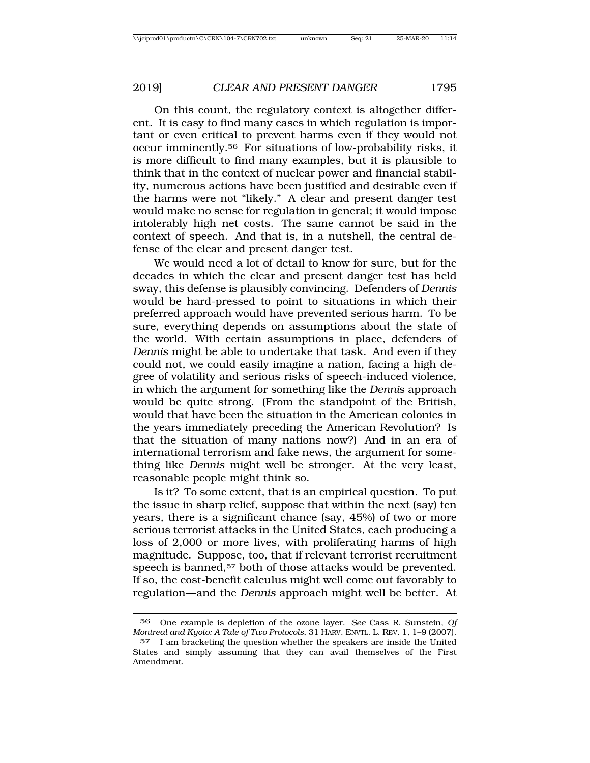On this count, the regulatory context is altogether different. It is easy to find many cases in which regulation is important or even critical to prevent harms even if they would not occur imminently.[56] For situations of low-probability risks, it is more difficult to find many examples, but it is plausible to think that in the context of nuclear power and financial stability, numerous actions have been justified and desirable even if the harms were not "likely." A clear and present danger test would make no sense for regulation in general; it would impose intolerably high net costs. The same cannot be said in the context of speech. And that is, in a nutshell, the central defense of the clear and present danger test.

We would need a lot of detail to know for sure, but for the decades in which the clear and present danger test has held sway, this defense is plausibly convincing. Defenders of *Dennis* would be hard-pressed to point to situations in which their preferred approach would have prevented serious harm. To be sure, everything depends on assumptions about the state of the world. With certain assumptions in place, defenders of *Dennis* might be able to undertake that task. And even if they could not, we could easily imagine a nation, facing a high degree of volatility and serious risks of speech-induced violence, in which the argument for something like the *Dennis* approach would be quite strong. (From the standpoint of the British, would that have been the situation in the American colonies in the years immediately preceding the American Revolution? Is that the situation of many nations now?) And in an era of international terrorism and fake news, the argument for something like *Dennis* might well be stronger. At the very least, reasonable people might think so.

Is it? To some extent, that is an empirical question. To put the issue in sharp relief, suppose that within the next (say) ten years, there is a significant chance (say, 45%) of two or more serious terrorist attacks in the United States, each producing a loss of 2,000 or more lives, with proliferating harms of high magnitude. Suppose, too, that if relevant terrorist recruitment speech is banned,[57] both of those attacks would be prevented. If so, the cost-benefit calculus might well come out favorably to regulation—and the *Dennis* approach might well be better. At

---

[56] One example is depletion of the ozone layer. *See* Cass R. Sunstein, *Of Montreal and Kyoto: A Tale of Two Protocols*, 31 HARV. ENVTL. L. REV. 1, 1–9 (2007).

[57] I am bracketing the question whether the speakers are inside the United States and simply assuming that they can avail themselves of the First Amendment.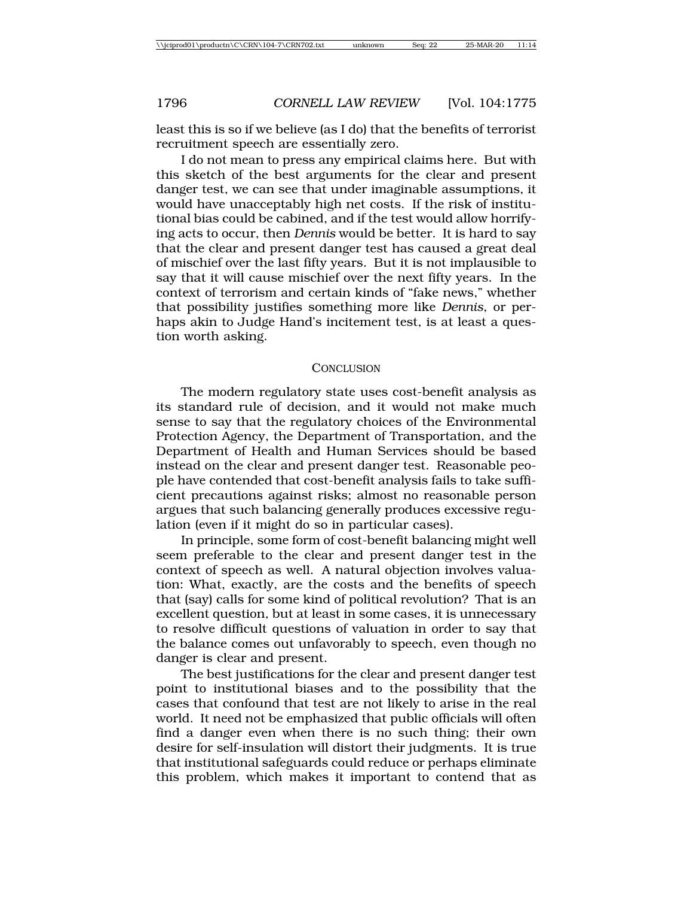least this is so if we believe (as I do) that the benefits of terrorist recruitment speech are essentially zero.

I do not mean to press any empirical claims here. But with this sketch of the best arguments for the clear and present danger test, we can see that under imaginable assumptions, it would have unacceptably high net costs. If the risk of institutional bias could be cabined, and if the test would allow horrifying acts to occur, then *Dennis* would be better. It is hard to say that the clear and present danger test has caused a great deal of mischief over the last fifty years. But it is not implausible to say that it will cause mischief over the next fifty years. In the context of terrorism and certain kinds of "fake news," whether that possibility justifies something more like *Dennis*, or perhaps akin to Judge Hand's incitement test, is at least a question worth asking.

## CONCLUSION

The modern regulatory state uses cost-benefit analysis as its standard rule of decision, and it would not make much sense to say that the regulatory choices of the Environmental Protection Agency, the Department of Transportation, and the Department of Health and Human Services should be based instead on the clear and present danger test. Reasonable people have contended that cost-benefit analysis fails to take sufficient precautions against risks; almost no reasonable person argues that such balancing generally produces excessive regulation (even if it might do so in particular cases).

In principle, some form of cost-benefit balancing might well seem preferable to the clear and present danger test in the context of speech as well. A natural objection involves valuation: What, exactly, are the costs and the benefits of speech that (say) calls for some kind of political revolution? That is an excellent question, but at least in some cases, it is unnecessary to resolve difficult questions of valuation in order to say that the balance comes out unfavorably to speech, even though no danger is clear and present.

The best justifications for the clear and present danger test point to institutional biases and to the possibility that the cases that confound that test are not likely to arise in the real world. It need not be emphasized that public officials will often find a danger even when there is no such thing; their own desire for self-insulation will distort their judgments. It is true that institutional safeguards could reduce or perhaps eliminate this problem, which makes it important to contend that as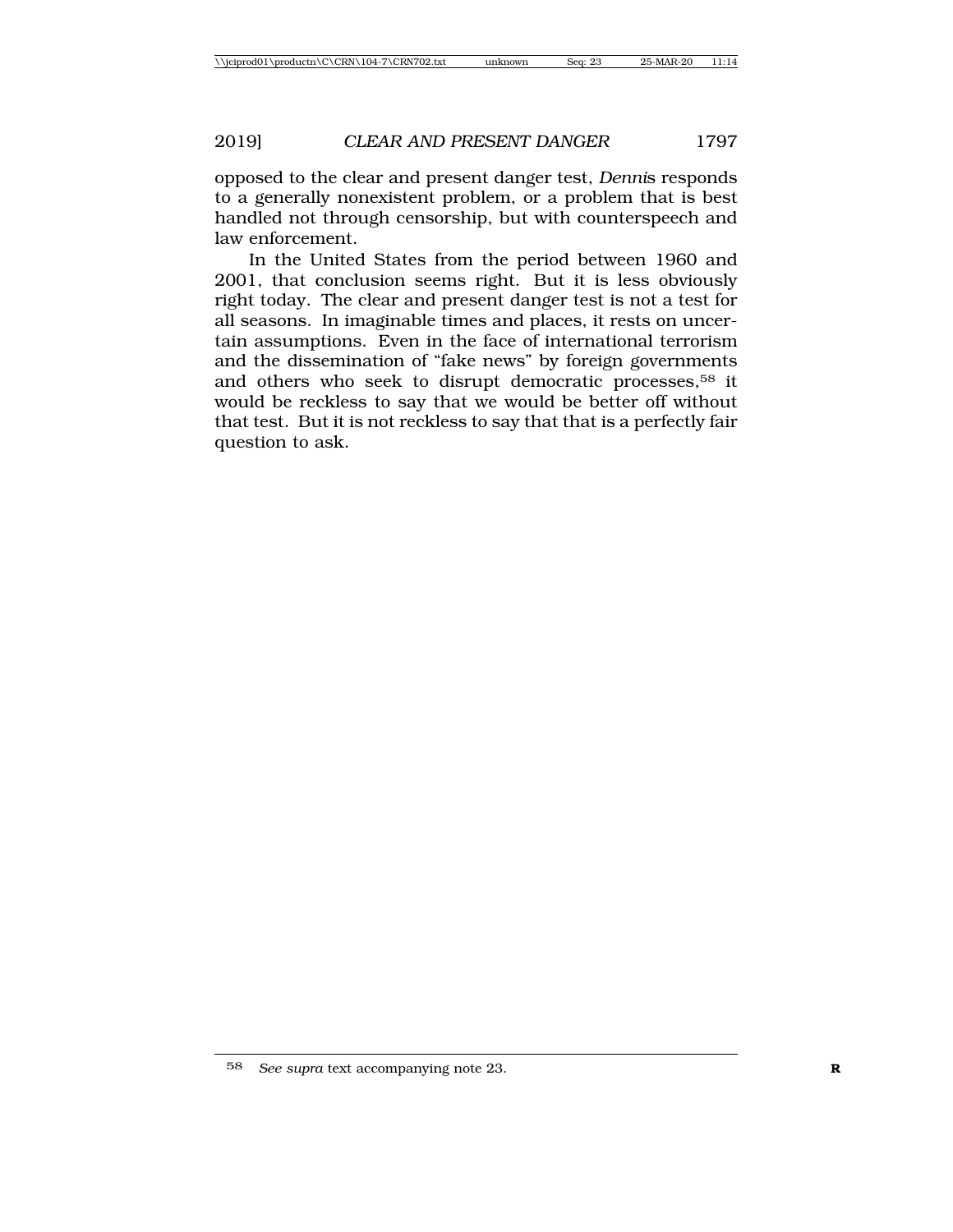opposed to the clear and present danger test, *Dennis* responds to a generally nonexistent problem, or a problem that is best handled not through censorship, but with counterspeech and law enforcement.

In the United States from the period between 1960 and 2001, that conclusion seems right. But it is less obviously right today. The clear and present danger test is not a test for all seasons. In imaginable times and places, it rests on uncertain assumptions. Even in the face of international terrorism and the dissemination of "fake news" by foreign governments and others who seek to disrupt democratic processes,[58] it would be reckless to say that we would be better off without that test. But it is not reckless to say that that is a perfectly fair question to ask.

---

[58] *See supra* text accompanying note 23.